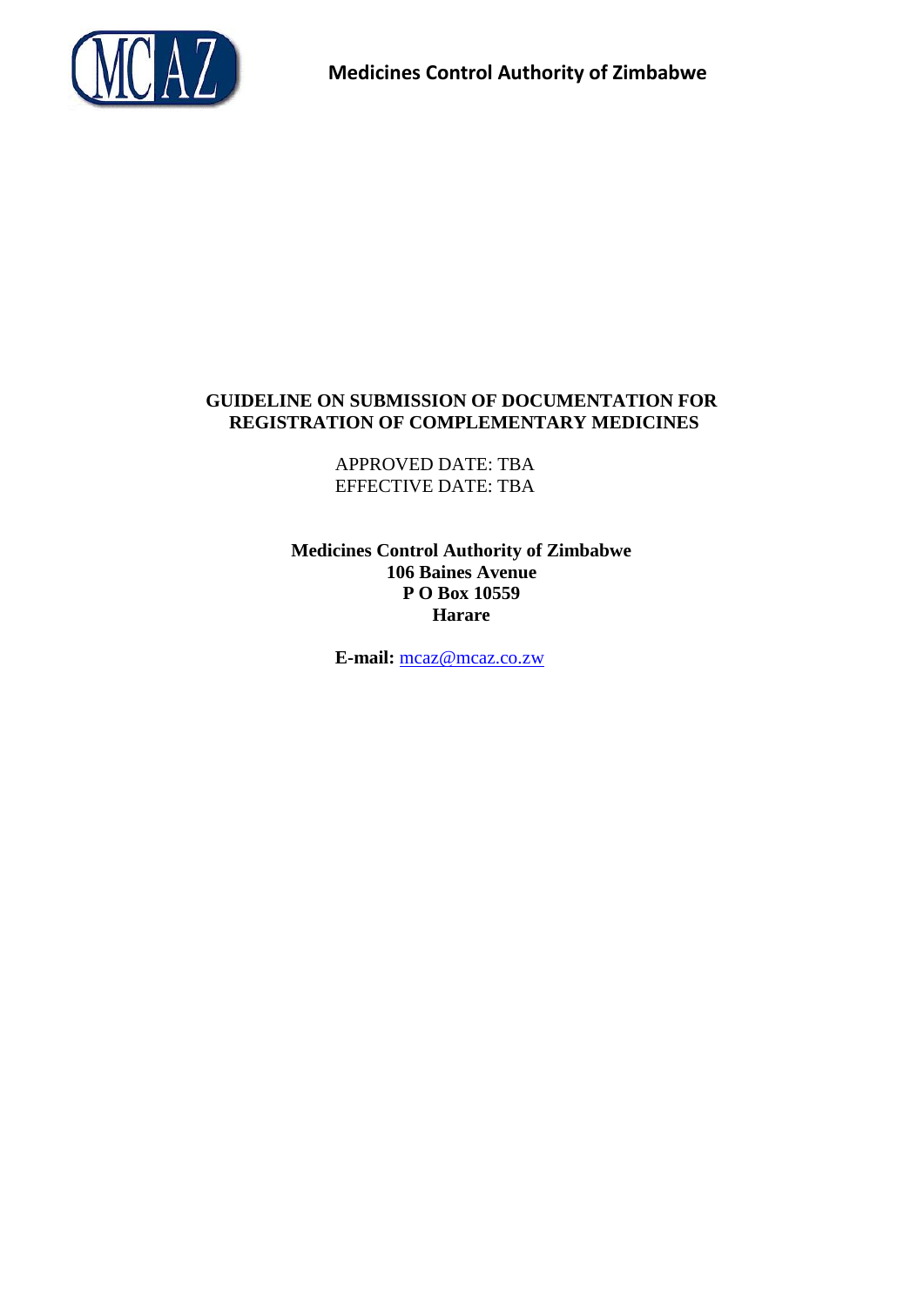**Medicines Control Authority of Zimbabwe**

# GUIDELINE ON SUBMISSION OF DOCUMENTATION FOR REGISTRATION OF COMPLEMENTARY MEDICINES

APPROVED DATE: TBA
EFFECTIVE DATE: TBA

**Medicines Control Authority of Zimbabwe**
**106 Baines Avenue**
**P O Box 10559**
**Harare**

**E-mail:** mcaz@mcaz.co.zw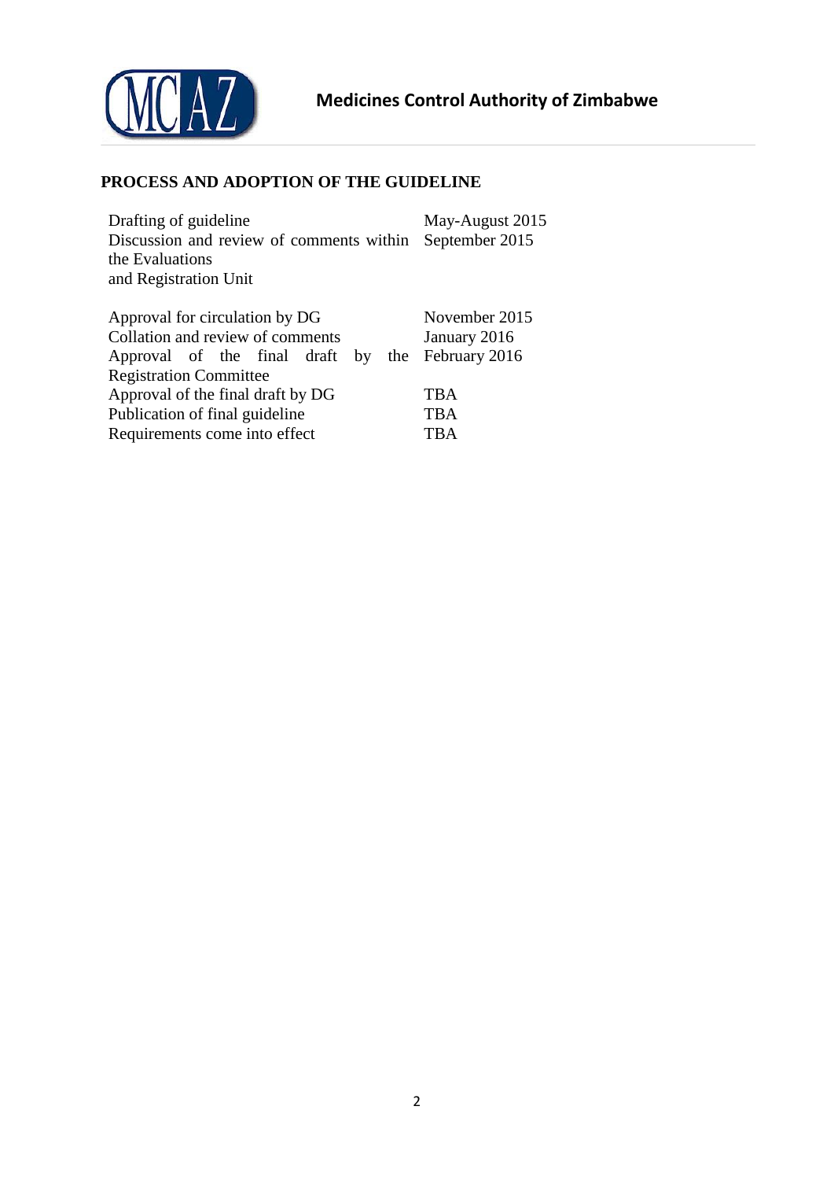## PROCESS AND ADOPTION OF THE GUIDELINE

| | |
|---|---|
| Drafting of guideline | May-August 2015 |
| Discussion and review of comments within the Evaluations and Registration Unit | September 2015 |
| Approval for circulation by DG | November 2015 |
| Collation and review of comments | January 2016 |
| Approval of the final draft by the Registration Committee | February 2016 |
| Approval of the final draft by DG | TBA |
| Publication of final guideline | TBA |
| Requirements come into effect | TBA |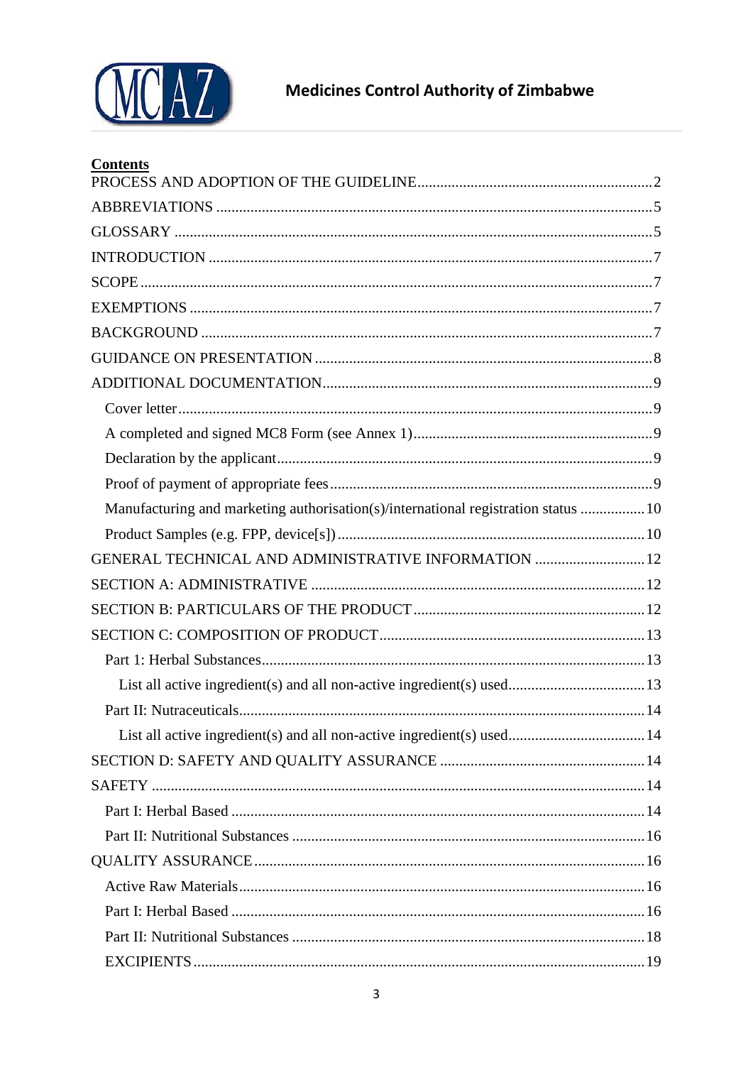**Contents**

PROCESS AND ADOPTION OF THE GUIDELINE .......... 2

ABBREVIATIONS .......... 5

GLOSSARY .......... 5

INTRODUCTION .......... 7

SCOPE .......... 7

EXEMPTIONS .......... 7

BACKGROUND .......... 7

GUIDANCE ON PRESENTATION .......... 8

ADDITIONAL DOCUMENTATION .......... 9

- Cover letter .......... 9
- A completed and signed MC8 Form (see Annex 1) .......... 9
- Declaration by the applicant .......... 9
- Proof of payment of appropriate fees .......... 9
- Manufacturing and marketing authorisation(s)/international registration status .......... 10
- Product Samples (e.g. FPP, device[s]) .......... 10

GENERAL TECHNICAL AND ADMINISTRATIVE INFORMATION .......... 12

SECTION A: ADMINISTRATIVE .......... 12

SECTION B: PARTICULARS OF THE PRODUCT .......... 12

SECTION C: COMPOSITION OF PRODUCT .......... 13

- Part 1: Herbal Substances .......... 13
  - List all active ingredient(s) and all non-active ingredient(s) used .......... 13
- Part II: Nutraceuticals .......... 14
  - List all active ingredient(s) and all non-active ingredient(s) used .......... 14

SECTION D: SAFETY AND QUALITY ASSURANCE .......... 14

SAFETY .......... 14

- Part I: Herbal Based .......... 14
- Part II: Nutritional Substances .......... 16

QUALITY ASSURANCE .......... 16

- Active Raw Materials .......... 16
- Part I: Herbal Based .......... 16
- Part II: Nutritional Substances .......... 18
- EXCIPIENTS .......... 19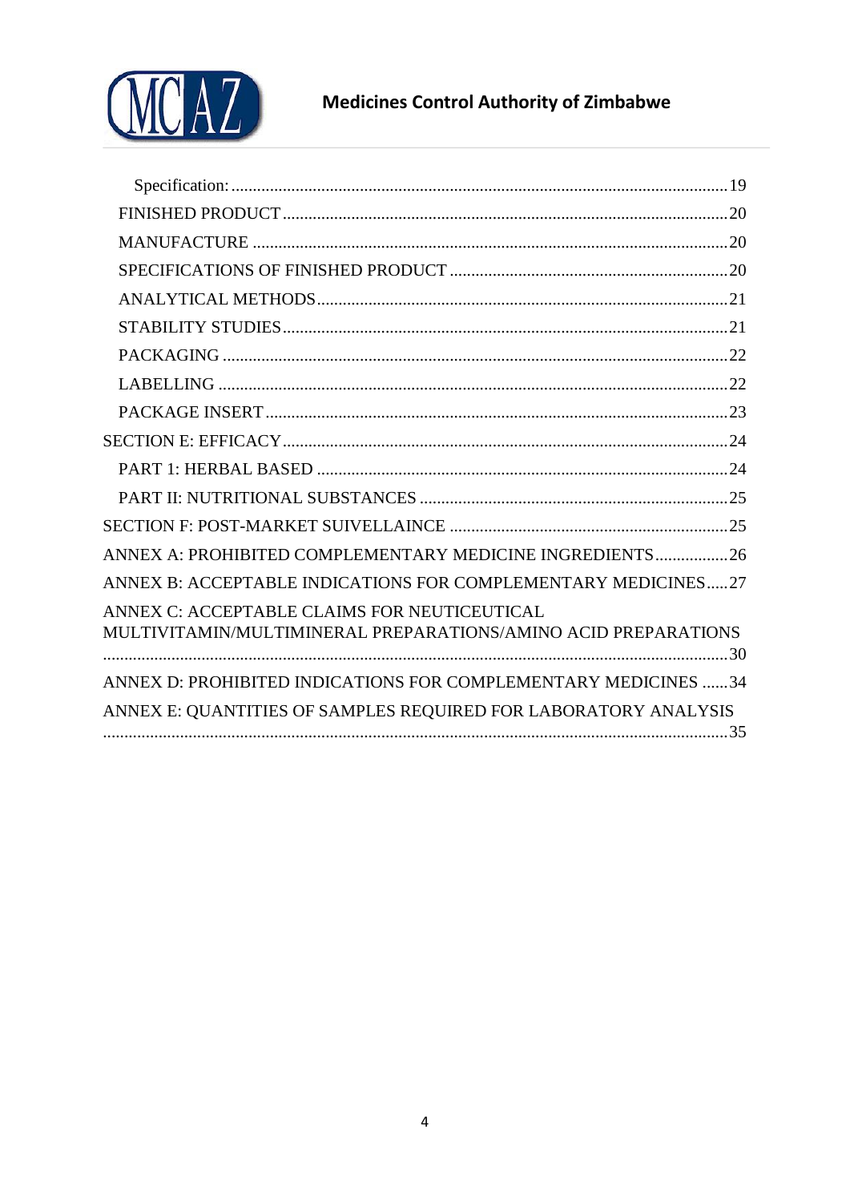Specification: ....................................................................................................................19

FINISHED PRODUCT ......................................................................................................20

MANUFACTURE .............................................................................................................20

SPECIFICATIONS OF FINISHED PRODUCT ..................................................................20

ANALYTICAL METHODS...............................................................................................21

STABILITY STUDIES......................................................................................................21

PACKAGING .....................................................................................................................22

LABELLING .....................................................................................................................22

PACKAGE INSERT ..........................................................................................................23

SECTION E: EFFICACY.......................................................................................................24

PART 1: HERBAL BASED ...............................................................................................24

PART II: NUTRITIONAL SUBSTANCES ........................................................................25

SECTION F: POST-MARKET SUIVELLAINCE .................................................................25

ANNEX A: PROHIBITED COMPLEMENTARY MEDICINE INGREDIENTS.................26

ANNEX B: ACCEPTABLE INDICATIONS FOR COMPLEMENTARY MEDICINES.....27

ANNEX C: ACCEPTABLE CLAIMS FOR NEUTICEUTICAL MULTIVITAMIN/MULTIMINERAL PREPARATIONS/AMINO ACID PREPARATIONS ................................................................................................................................30

ANNEX D: PROHIBITED INDICATIONS FOR COMPLEMENTARY MEDICINES ......34

ANNEX E: QUANTITIES OF SAMPLES REQUIRED FOR LABORATORY ANALYSIS ................................................................................................................................35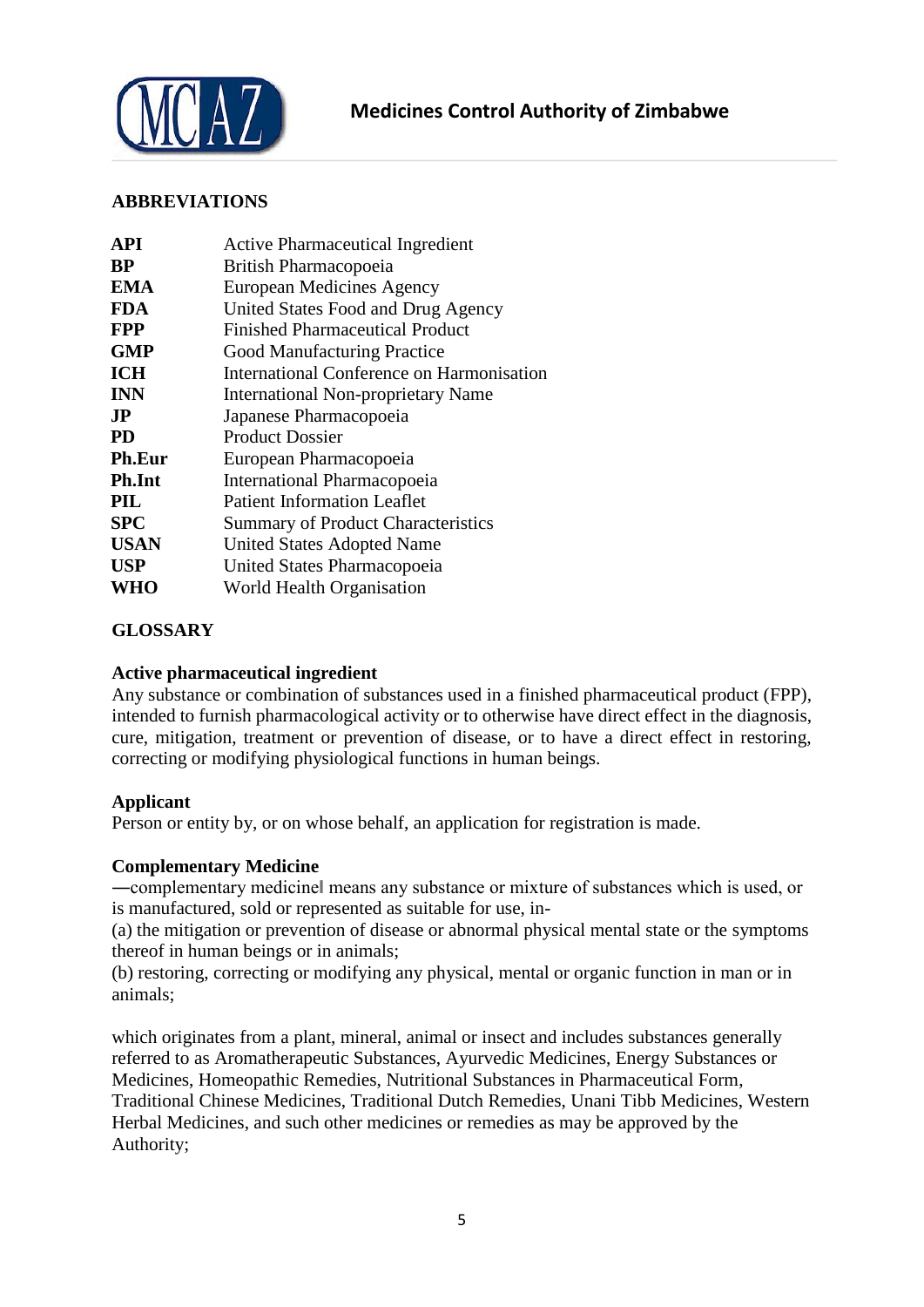## ABBREVIATIONS

| | |
|---|---|
| **API** | Active Pharmaceutical Ingredient |
| **BP** | British Pharmacopoeia |
| **EMA** | European Medicines Agency |
| **FDA** | United States Food and Drug Agency |
| **FPP** | Finished Pharmaceutical Product |
| **GMP** | Good Manufacturing Practice |
| **ICH** | International Conference on Harmonisation |
| **INN** | International Non-proprietary Name |
| **JP** | Japanese Pharmacopoeia |
| **PD** | Product Dossier |
| **Ph.Eur** | European Pharmacopoeia |
| **Ph.Int** | International Pharmacopoeia |
| **PIL** | Patient Information Leaflet |
| **SPC** | Summary of Product Characteristics |
| **USAN** | United States Adopted Name |
| **USP** | United States Pharmacopoeia |
| **WHO** | World Health Organisation |

## GLOSSARY

**Active pharmaceutical ingredient**
Any substance or combination of substances used in a finished pharmaceutical product (FPP), intended to furnish pharmacological activity or to otherwise have direct effect in the diagnosis, cure, mitigation, treatment or prevention of disease, or to have a direct effect in restoring, correcting or modifying physiological functions in human beings.

**Applicant**
Person or entity by, or on whose behalf, an application for registration is made.

**Complementary Medicine**
―complementary medicine‖ means any substance or mixture of substances which is used, or is manufactured, sold or represented as suitable for use, in-
(a) the mitigation or prevention of disease or abnormal physical mental state or the symptoms thereof in human beings or in animals;
(b) restoring, correcting or modifying any physical, mental or organic function in man or in animals;

which originates from a plant, mineral, animal or insect and includes substances generally referred to as Aromatherapeutic Substances, Ayurvedic Medicines, Energy Substances or Medicines, Homeopathic Remedies, Nutritional Substances in Pharmaceutical Form, Traditional Chinese Medicines, Traditional Dutch Remedies, Unani Tibb Medicines, Western Herbal Medicines, and such other medicines or remedies as may be approved by the Authority;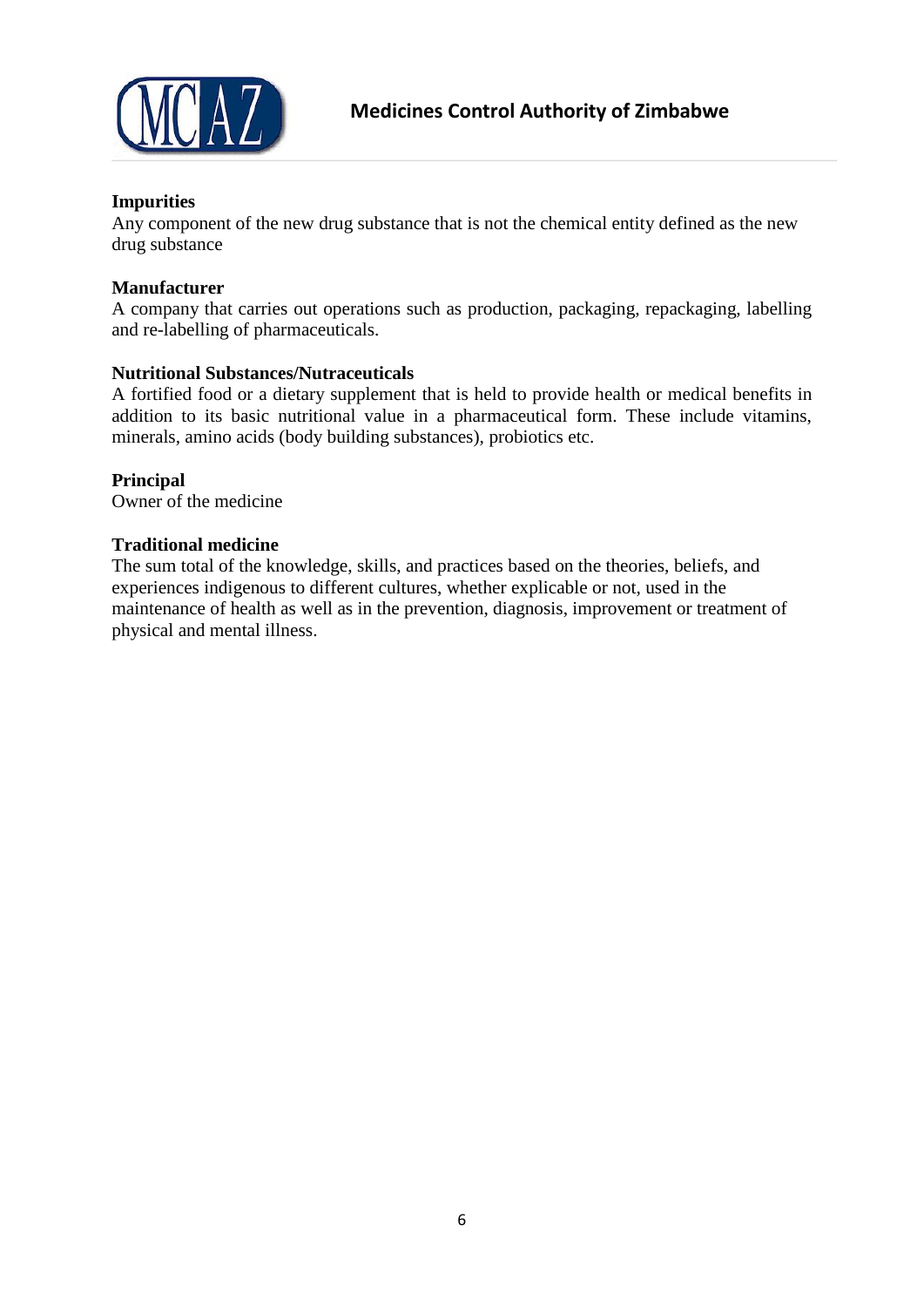**Impurities**
Any component of the new drug substance that is not the chemical entity defined as the new drug substance

**Manufacturer**
A company that carries out operations such as production, packaging, repackaging, labelling and re-labelling of pharmaceuticals.

**Nutritional Substances/Nutraceuticals**
A fortified food or a dietary supplement that is held to provide health or medical benefits in addition to its basic nutritional value in a pharmaceutical form. These include vitamins, minerals, amino acids (body building substances), probiotics etc.

**Principal**
Owner of the medicine

**Traditional medicine**
The sum total of the knowledge, skills, and practices based on the theories, beliefs, and experiences indigenous to different cultures, whether explicable or not, used in the maintenance of health as well as in the prevention, diagnosis, improvement or treatment of physical and mental illness.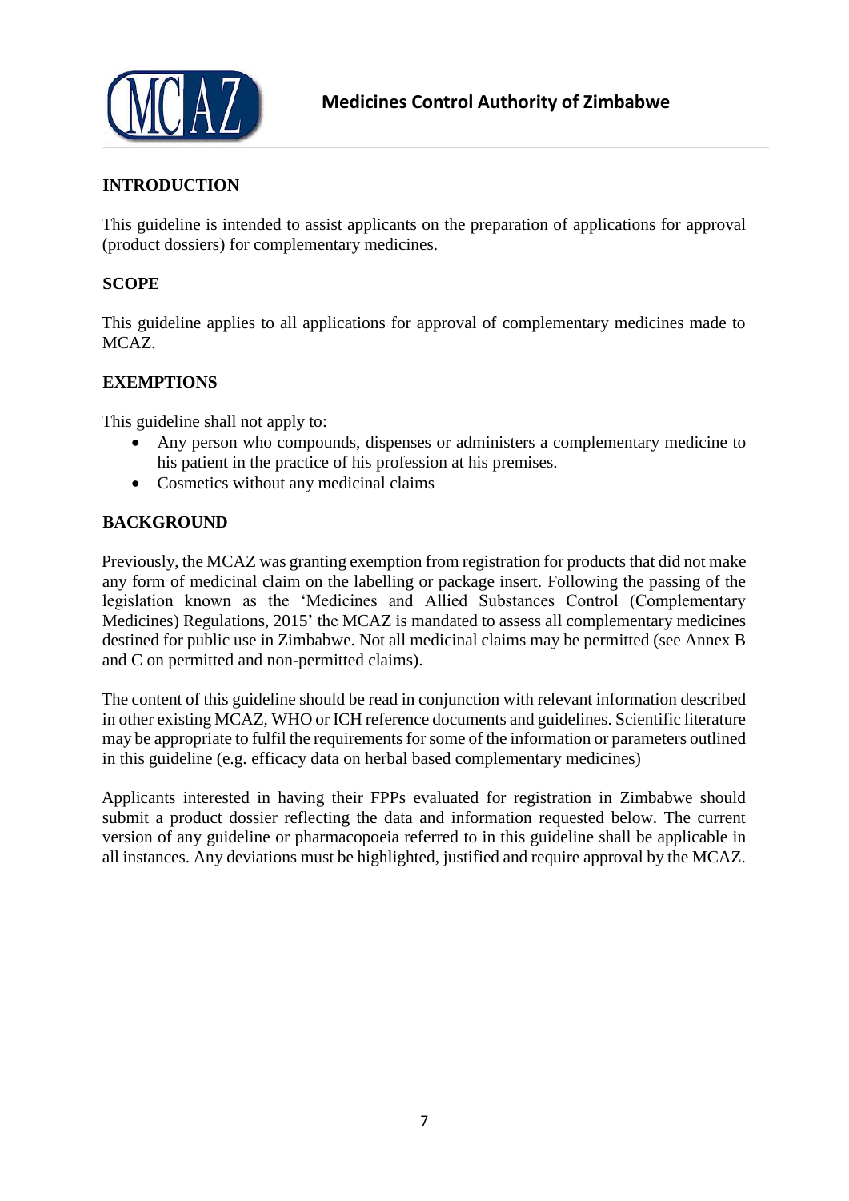## INTRODUCTION

This guideline is intended to assist applicants on the preparation of applications for approval (product dossiers) for complementary medicines.

## SCOPE

This guideline applies to all applications for approval of complementary medicines made to MCAZ.

## EXEMPTIONS

This guideline shall not apply to:

- Any person who compounds, dispenses or administers a complementary medicine to his patient in the practice of his profession at his premises.
- Cosmetics without any medicinal claims

## BACKGROUND

Previously, the MCAZ was granting exemption from registration for products that did not make any form of medicinal claim on the labelling or package insert. Following the passing of the legislation known as the 'Medicines and Allied Substances Control (Complementary Medicines) Regulations, 2015' the MCAZ is mandated to assess all complementary medicines destined for public use in Zimbabwe. Not all medicinal claims may be permitted (see Annex B and C on permitted and non-permitted claims).

The content of this guideline should be read in conjunction with relevant information described in other existing MCAZ, WHO or ICH reference documents and guidelines. Scientific literature may be appropriate to fulfil the requirements for some of the information or parameters outlined in this guideline (e.g. efficacy data on herbal based complementary medicines)

Applicants interested in having their FPPs evaluated for registration in Zimbabwe should submit a product dossier reflecting the data and information requested below. The current version of any guideline or pharmacopoeia referred to in this guideline shall be applicable in all instances. Any deviations must be highlighted, justified and require approval by the MCAZ.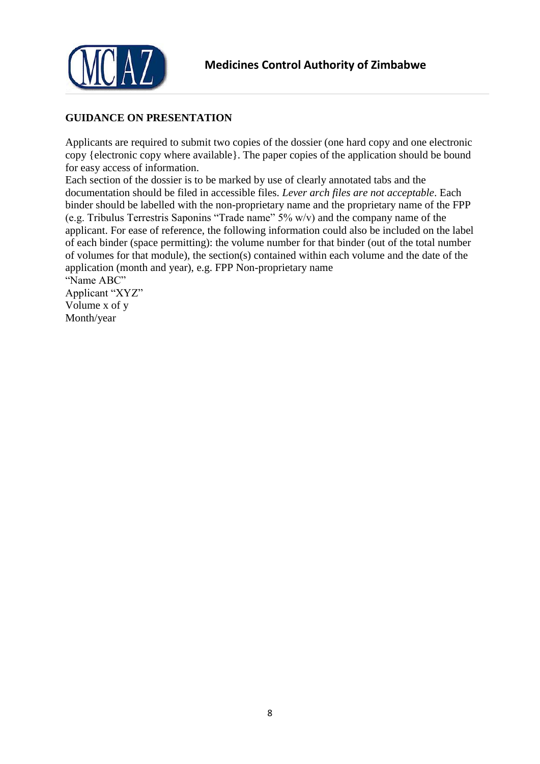## GUIDANCE ON PRESENTATION

Applicants are required to submit two copies of the dossier (one hard copy and one electronic copy {electronic copy where available}. The paper copies of the application should be bound for easy access of information.

Each section of the dossier is to be marked by use of clearly annotated tabs and the documentation should be filed in accessible files. *Lever arch files are not acceptable*. Each binder should be labelled with the non-proprietary name and the proprietary name of the FPP (e.g. Tribulus Terrestris Saponins "Trade name" 5% w/v) and the company name of the applicant. For ease of reference, the following information could also be included on the label of each binder (space permitting): the volume number for that binder (out of the total number of volumes for that module), the section(s) contained within each volume and the date of the application (month and year), e.g. FPP Non-proprietary name

"Name ABC"

Applicant "XYZ"

Volume x of y

Month/year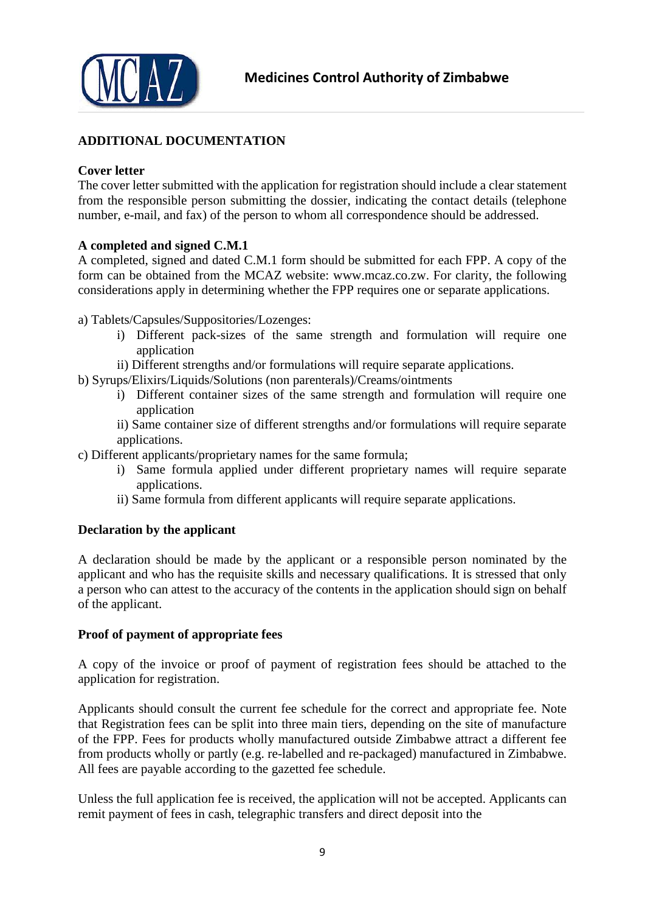## ADDITIONAL DOCUMENTATION

**Cover letter**

The cover letter submitted with the application for registration should include a clear statement from the responsible person submitting the dossier, indicating the contact details (telephone number, e-mail, and fax) of the person to whom all correspondence should be addressed.

**A completed and signed C.M.1**

A completed, signed and dated C.M.1 form should be submitted for each FPP. A copy of the form can be obtained from the MCAZ website: www.mcaz.co.zw. For clarity, the following considerations apply in determining whether the FPP requires one or separate applications.

a) Tablets/Capsules/Suppositories/Lozenges:

- i) Different pack-sizes of the same strength and formulation will require one application
- ii) Different strengths and/or formulations will require separate applications.

b) Syrups/Elixirs/Liquids/Solutions (non parenterals)/Creams/ointments

- i) Different container sizes of the same strength and formulation will require one application
- ii) Same container size of different strengths and/or formulations will require separate applications.

c) Different applicants/proprietary names for the same formula;

- i) Same formula applied under different proprietary names will require separate applications.
- ii) Same formula from different applicants will require separate applications.

**Declaration by the applicant**

A declaration should be made by the applicant or a responsible person nominated by the applicant and who has the requisite skills and necessary qualifications. It is stressed that only a person who can attest to the accuracy of the contents in the application should sign on behalf of the applicant.

**Proof of payment of appropriate fees**

A copy of the invoice or proof of payment of registration fees should be attached to the application for registration.

Applicants should consult the current fee schedule for the correct and appropriate fee. Note that Registration fees can be split into three main tiers, depending on the site of manufacture of the FPP. Fees for products wholly manufactured outside Zimbabwe attract a different fee from products wholly or partly (e.g. re-labelled and re-packaged) manufactured in Zimbabwe. All fees are payable according to the gazetted fee schedule.

Unless the full application fee is received, the application will not be accepted. Applicants can remit payment of fees in cash, telegraphic transfers and direct deposit into the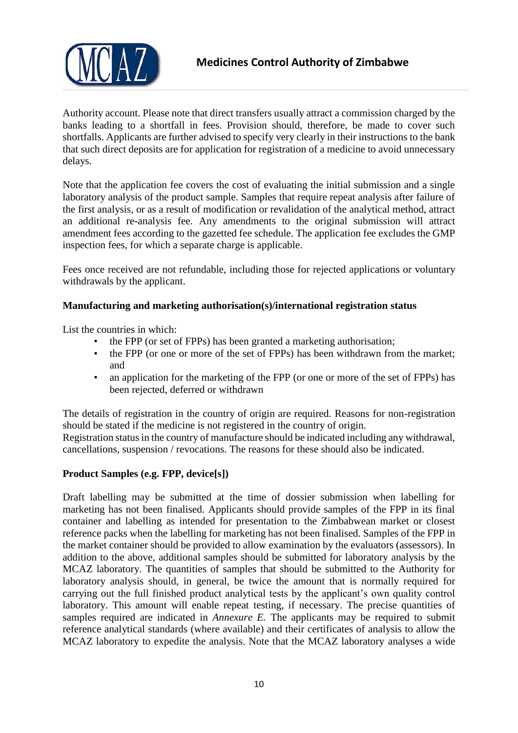Authority account. Please note that direct transfers usually attract a commission charged by the banks leading to a shortfall in fees. Provision should, therefore, be made to cover such shortfalls. Applicants are further advised to specify very clearly in their instructions to the bank that such direct deposits are for application for registration of a medicine to avoid unnecessary delays.

Note that the application fee covers the cost of evaluating the initial submission and a single laboratory analysis of the product sample. Samples that require repeat analysis after failure of the first analysis, or as a result of modification or revalidation of the analytical method, attract an additional re-analysis fee. Any amendments to the original submission will attract amendment fees according to the gazetted fee schedule. The application fee excludes the GMP inspection fees, for which a separate charge is applicable.

Fees once received are not refundable, including those for rejected applications or voluntary withdrawals by the applicant.

**Manufacturing and marketing authorisation(s)/international registration status**

List the countries in which:

- the FPP (or set of FPPs) has been granted a marketing authorisation;
- the FPP (or one or more of the set of FPPs) has been withdrawn from the market; and
- an application for the marketing of the FPP (or one or more of the set of FPPs) has been rejected, deferred or withdrawn

The details of registration in the country of origin are required. Reasons for non-registration should be stated if the medicine is not registered in the country of origin.
Registration status in the country of manufacture should be indicated including any withdrawal, cancellations, suspension / revocations. The reasons for these should also be indicated.

**Product Samples (e.g. FPP, device[s])**

Draft labelling may be submitted at the time of dossier submission when labelling for marketing has not been finalised. Applicants should provide samples of the FPP in its final container and labelling as intended for presentation to the Zimbabwean market or closest reference packs when the labelling for marketing has not been finalised. Samples of the FPP in the market container should be provided to allow examination by the evaluators (assessors). In addition to the above, additional samples should be submitted for laboratory analysis by the MCAZ laboratory. The quantities of samples that should be submitted to the Authority for laboratory analysis should, in general, be twice the amount that is normally required for carrying out the full finished product analytical tests by the applicant's own quality control laboratory. This amount will enable repeat testing, if necessary. The precise quantities of samples required are indicated in *Annexure E.* The applicants may be required to submit reference analytical standards (where available) and their certificates of analysis to allow the MCAZ laboratory to expedite the analysis. Note that the MCAZ laboratory analyses a wide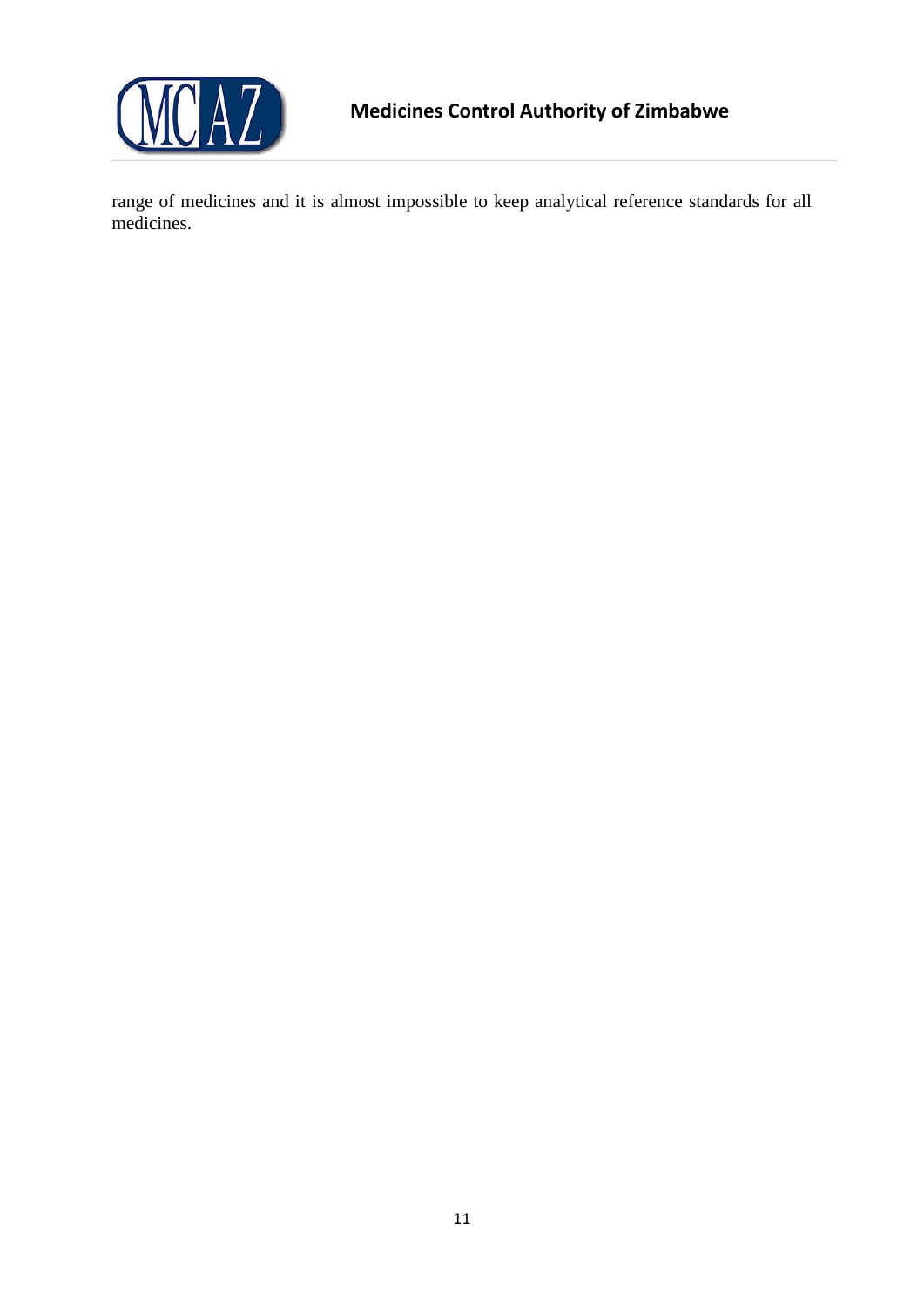range of medicines and it is almost impossible to keep analytical reference standards for all medicines.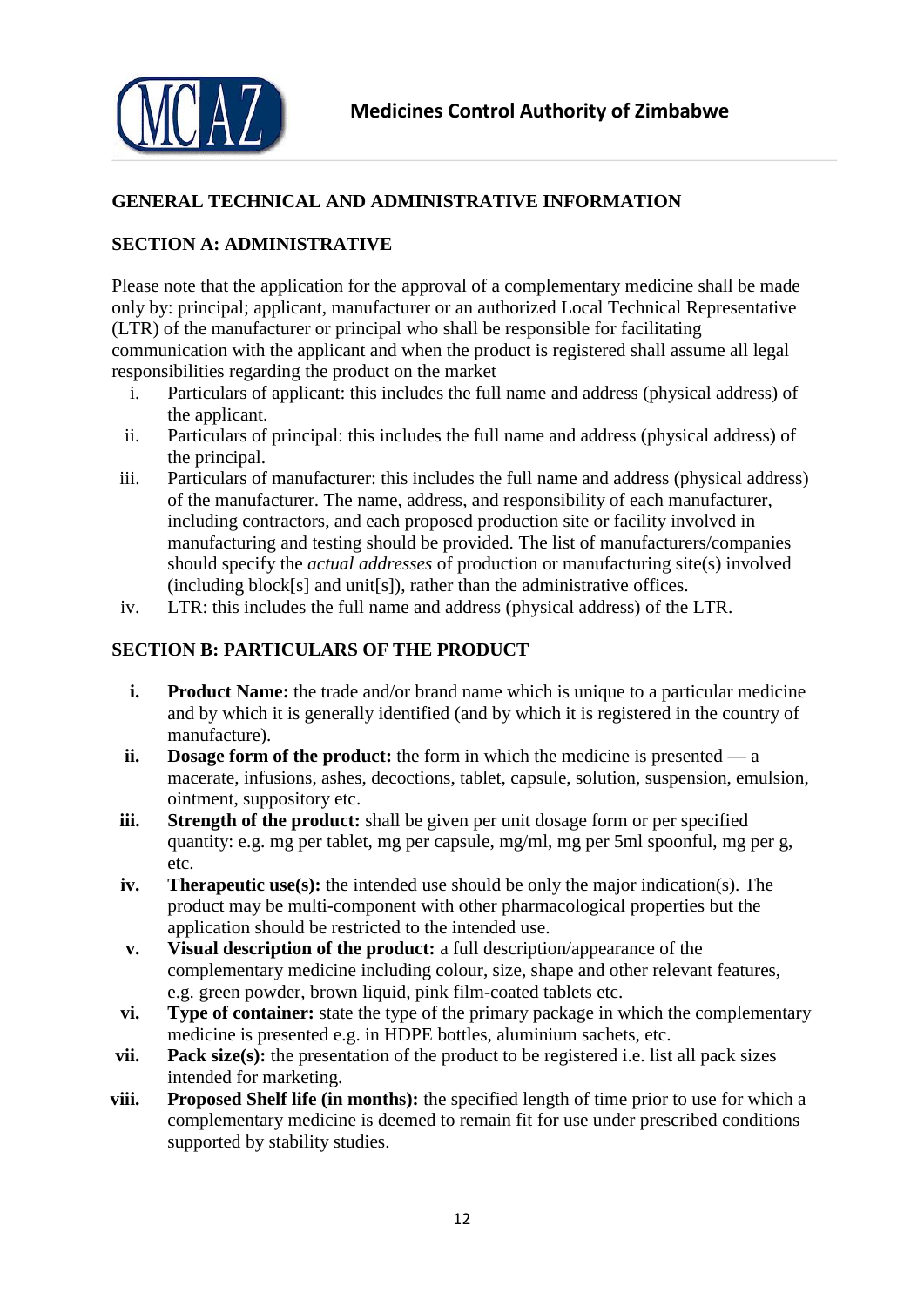## GENERAL TECHNICAL AND ADMINISTRATIVE INFORMATION

### SECTION A: ADMINISTRATIVE

Please note that the application for the approval of a complementary medicine shall be made only by: principal; applicant, manufacturer or an authorized Local Technical Representative (LTR) of the manufacturer or principal who shall be responsible for facilitating communication with the applicant and when the product is registered shall assume all legal responsibilities regarding the product on the market

i. Particulars of applicant: this includes the full name and address (physical address) of the applicant.
ii. Particulars of principal: this includes the full name and address (physical address) of the principal.
iii. Particulars of manufacturer: this includes the full name and address (physical address) of the manufacturer. The name, address, and responsibility of each manufacturer, including contractors, and each proposed production site or facility involved in manufacturing and testing should be provided. The list of manufacturers/companies should specify the *actual addresses* of production or manufacturing site(s) involved (including block[s] and unit[s]), rather than the administrative offices.
iv. LTR: this includes the full name and address (physical address) of the LTR.

### SECTION B: PARTICULARS OF THE PRODUCT

**i.** **Product Name:** the trade and/or brand name which is unique to a particular medicine and by which it is generally identified (and by which it is registered in the country of manufacture).
**ii.** **Dosage form of the product:** the form in which the medicine is presented — a macerate, infusions, ashes, decoctions, tablet, capsule, solution, suspension, emulsion, ointment, suppository etc.
**iii.** **Strength of the product:** shall be given per unit dosage form or per specified quantity: e.g. mg per tablet, mg per capsule, mg/ml, mg per 5ml spoonful, mg per g, etc.
**iv.** **Therapeutic use(s):** the intended use should be only the major indication(s). The product may be multi-component with other pharmacological properties but the application should be restricted to the intended use.
**v.** **Visual description of the product:** a full description/appearance of the complementary medicine including colour, size, shape and other relevant features, e.g. green powder, brown liquid, pink film-coated tablets etc.
**vi.** **Type of container:** state the type of the primary package in which the complementary medicine is presented e.g. in HDPE bottles, aluminium sachets, etc.
**vii.** **Pack size(s):** the presentation of the product to be registered i.e. list all pack sizes intended for marketing.
**viii.** **Proposed Shelf life (in months):** the specified length of time prior to use for which a complementary medicine is deemed to remain fit for use under prescribed conditions supported by stability studies.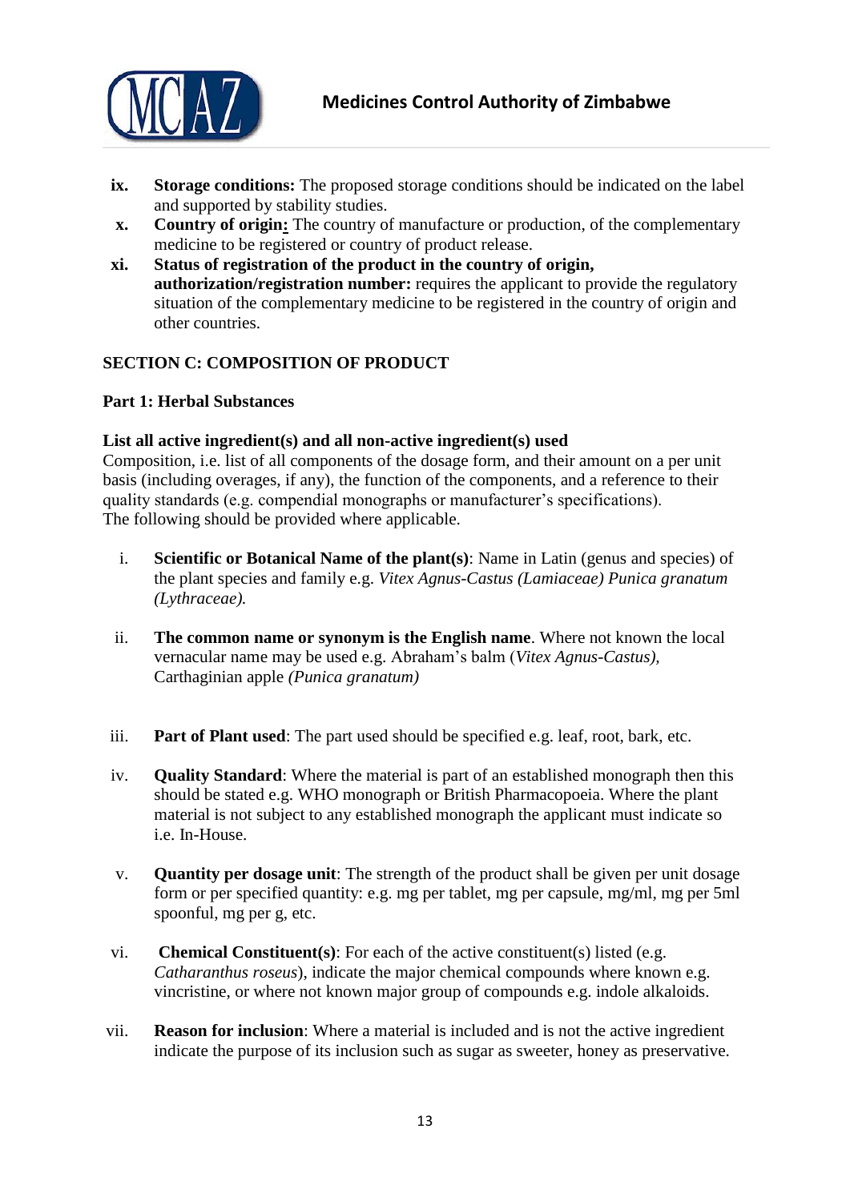ix. **Storage conditions:** The proposed storage conditions should be indicated on the label and supported by stability studies.

x. **Country of origin:** The country of manufacture or production, of the complementary medicine to be registered or country of product release.

xi. **Status of registration of the product in the country of origin, authorization/registration number:** requires the applicant to provide the regulatory situation of the complementary medicine to be registered in the country of origin and other countries.

## SECTION C: COMPOSITION OF PRODUCT

### Part 1: Herbal Substances

**List all active ingredient(s) and all non-active ingredient(s) used**

Composition, i.e. list of all components of the dosage form, and their amount on a per unit basis (including overages, if any), the function of the components, and a reference to their quality standards (e.g. compendial monographs or manufacturer's specifications).
The following should be provided where applicable.

i. **Scientific or Botanical Name of the plant(s)**: Name in Latin (genus and species) of the plant species and family e.g. *Vitex Agnus-Castus (Lamiaceae) Punica granatum (Lythraceae).*

ii. **The common name or synonym is the English name**. Where not known the local vernacular name may be used e.g. Abraham's balm (*Vitex Agnus-Castus),* Carthaginian apple *(Punica granatum)*

iii. **Part of Plant used**: The part used should be specified e.g. leaf, root, bark, etc.

iv. **Quality Standard**: Where the material is part of an established monograph then this should be stated e.g. WHO monograph or British Pharmacopoeia. Where the plant material is not subject to any established monograph the applicant must indicate so i.e. In-House.

v. **Quantity per dosage unit**: The strength of the product shall be given per unit dosage form or per specified quantity: e.g. mg per tablet, mg per capsule, mg/ml, mg per 5ml spoonful, mg per g, etc.

vi. **Chemical Constituent(s)**: For each of the active constituent(s) listed (e.g. *Catharanthus roseus*), indicate the major chemical compounds where known e.g. vincristine, or where not known major group of compounds e.g. indole alkaloids.

vii. **Reason for inclusion**: Where a material is included and is not the active ingredient indicate the purpose of its inclusion such as sugar as sweeter, honey as preservative.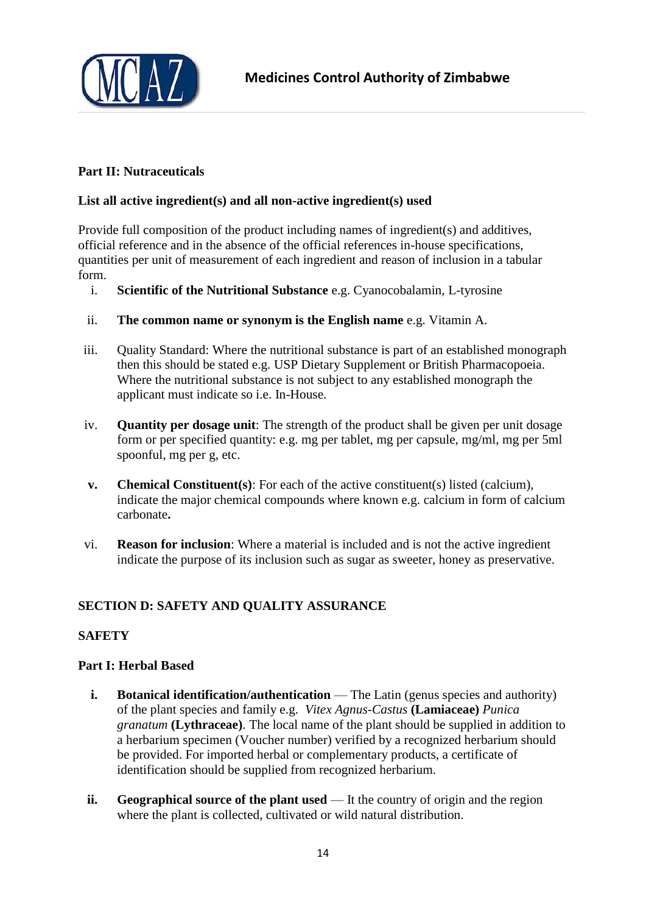**Part II: Nutraceuticals**

**List all active ingredient(s) and all non-active ingredient(s) used**

Provide full composition of the product including names of ingredient(s) and additives, official reference and in the absence of the official references in-house specifications, quantities per unit of measurement of each ingredient and reason of inclusion in a tabular form.

i. **Scientific of the Nutritional Substance** e.g. Cyanocobalamin, L-tyrosine

ii. **The common name or synonym is the English name** e.g. Vitamin A.

iii. Quality Standard: Where the nutritional substance is part of an established monograph then this should be stated e.g. USP Dietary Supplement or British Pharmacopoeia. Where the nutritional substance is not subject to any established monograph the applicant must indicate so i.e. In-House.

iv. **Quantity per dosage unit**: The strength of the product shall be given per unit dosage form or per specified quantity: e.g. mg per tablet, mg per capsule, mg/ml, mg per 5ml spoonful, mg per g, etc.

**v.** **Chemical Constituent(s)**: For each of the active constituent(s) listed (calcium), indicate the major chemical compounds where known e.g. calcium in form of calcium carbonate**.**

vi. **Reason for inclusion**: Where a material is included and is not the active ingredient indicate the purpose of its inclusion such as sugar as sweeter, honey as preservative.

**SECTION D: SAFETY AND QUALITY ASSURANCE**

**SAFETY**

**Part I: Herbal Based**

**i.** **Botanical identification/authentication** — The Latin (genus species and authority) of the plant species and family e.g. *Vitex Agnus-Castus* **(Lamiaceae)** *Punica granatum* **(Lythraceae)**. The local name of the plant should be supplied in addition to a herbarium specimen (Voucher number) verified by a recognized herbarium should be provided. For imported herbal or complementary products, a certificate of identification should be supplied from recognized herbarium.

**ii.** **Geographical source of the plant used** — It the country of origin and the region where the plant is collected, cultivated or wild natural distribution.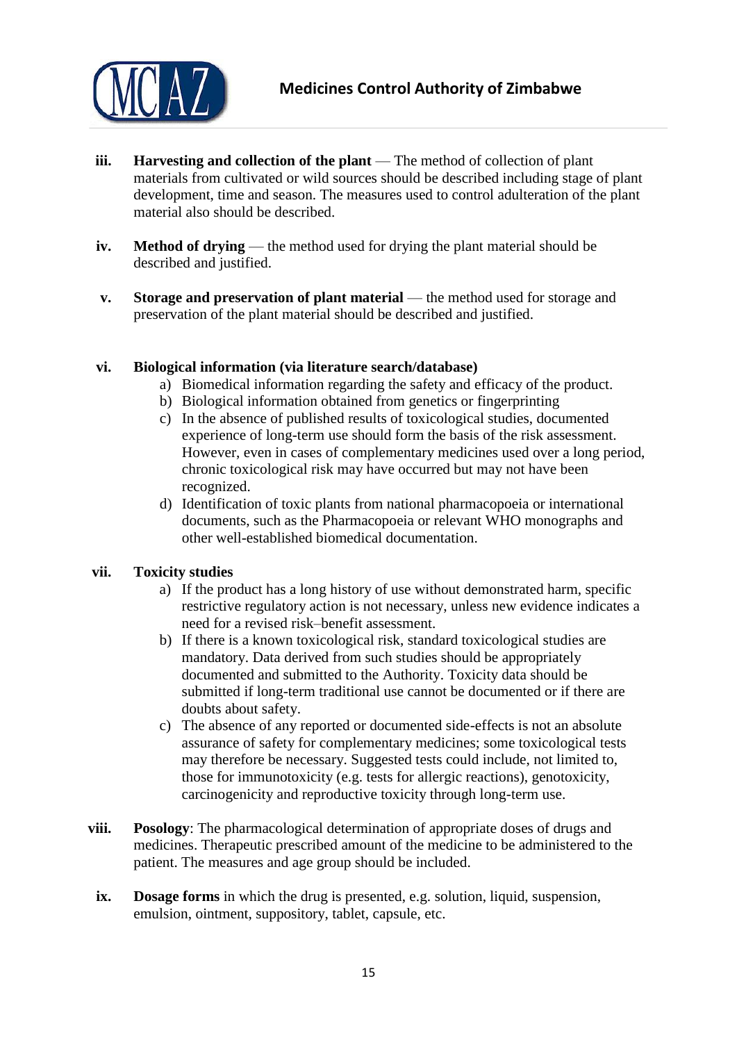iii. **Harvesting and collection of the plant** — The method of collection of plant materials from cultivated or wild sources should be described including stage of plant development, time and season. The measures used to control adulteration of the plant material also should be described.

iv. **Method of drying** — the method used for drying the plant material should be described and justified.

v. **Storage and preservation of plant material** — the method used for storage and preservation of the plant material should be described and justified.

vi. **Biological information (via literature search/database)**

   a) Biomedical information regarding the safety and efficacy of the product.
   b) Biological information obtained from genetics or fingerprinting
   c) In the absence of published results of toxicological studies, documented experience of long-term use should form the basis of the risk assessment. However, even in cases of complementary medicines used over a long period, chronic toxicological risk may have occurred but may not have been recognized.
   d) Identification of toxic plants from national pharmacopoeia or international documents, such as the Pharmacopoeia or relevant WHO monographs and other well-established biomedical documentation.

vii. **Toxicity studies**

   a) If the product has a long history of use without demonstrated harm, specific restrictive regulatory action is not necessary, unless new evidence indicates a need for a revised risk–benefit assessment.
   b) If there is a known toxicological risk, standard toxicological studies are mandatory. Data derived from such studies should be appropriately documented and submitted to the Authority. Toxicity data should be submitted if long-term traditional use cannot be documented or if there are doubts about safety.
   c) The absence of any reported or documented side-effects is not an absolute assurance of safety for complementary medicines; some toxicological tests may therefore be necessary. Suggested tests could include, not limited to, those for immunotoxicity (e.g. tests for allergic reactions), genotoxicity, carcinogenicity and reproductive toxicity through long-term use.

viii. **Posology**: The pharmacological determination of appropriate doses of drugs and medicines. Therapeutic prescribed amount of the medicine to be administered to the patient. The measures and age group should be included.

ix. **Dosage forms** in which the drug is presented, e.g. solution, liquid, suspension, emulsion, ointment, suppository, tablet, capsule, etc.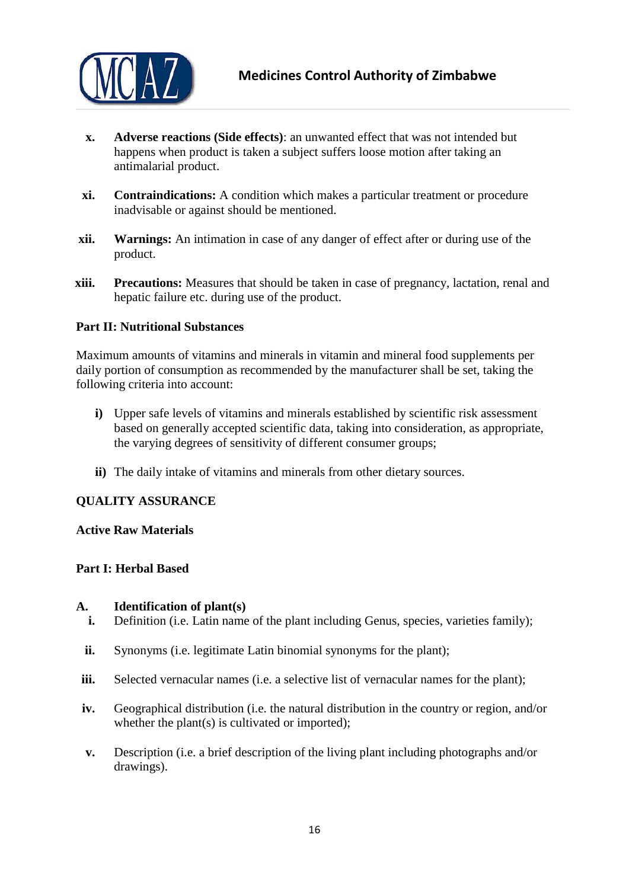x. **Adverse reactions (Side effects)**: an unwanted effect that was not intended but happens when product is taken a subject suffers loose motion after taking an antimalarial product.

xi. **Contraindications:** A condition which makes a particular treatment or procedure inadvisable or against should be mentioned.

xii. **Warnings:** An intimation in case of any danger of effect after or during use of the product.

xiii. **Precautions:** Measures that should be taken in case of pregnancy, lactation, renal and hepatic failure etc. during use of the product.

**Part II: Nutritional Substances**

Maximum amounts of vitamins and minerals in vitamin and mineral food supplements per daily portion of consumption as recommended by the manufacturer shall be set, taking the following criteria into account:

**i)** Upper safe levels of vitamins and minerals established by scientific risk assessment based on generally accepted scientific data, taking into consideration, as appropriate, the varying degrees of sensitivity of different consumer groups;

**ii)** The daily intake of vitamins and minerals from other dietary sources.

**QUALITY ASSURANCE**

**Active Raw Materials**

**Part I: Herbal Based**

**A. Identification of plant(s)**

i. Definition (i.e. Latin name of the plant including Genus, species, varieties family);

ii. Synonyms (i.e. legitimate Latin binomial synonyms for the plant);

iii. Selected vernacular names (i.e. a selective list of vernacular names for the plant);

iv. Geographical distribution (i.e. the natural distribution in the country or region, and/or whether the plant(s) is cultivated or imported);

v. Description (i.e. a brief description of the living plant including photographs and/or drawings).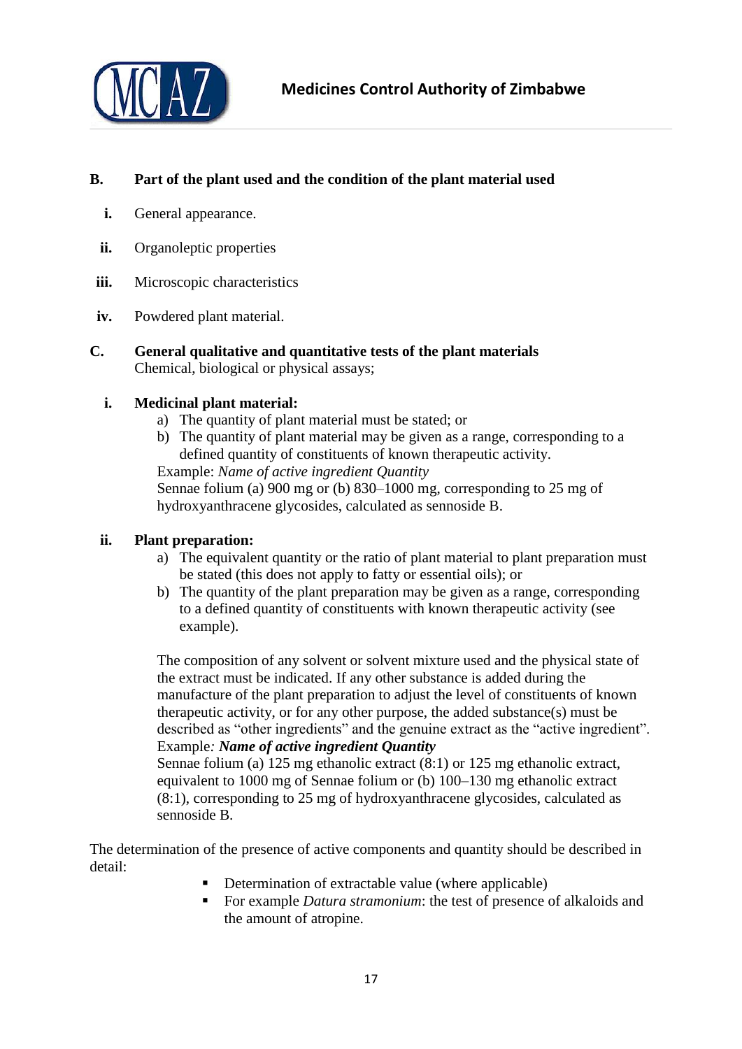**B. Part of the plant used and the condition of the plant material used**

- **i.** General appearance.
- **ii.** Organoleptic properties
- **iii.** Microscopic characteristics
- **iv.** Powdered plant material.

**C. General qualitative and quantitative tests of the plant materials**
Chemical, biological or physical assays;

**i. Medicinal plant material:**

a) The quantity of plant material must be stated; or
b) The quantity of plant material may be given as a range, corresponding to a defined quantity of constituents of known therapeutic activity.

Example: *Name of active ingredient Quantity*
Sennae folium (a) 900 mg or (b) 830–1000 mg, corresponding to 25 mg of hydroxyanthracene glycosides, calculated as sennoside B.

**ii. Plant preparation:**

a) The equivalent quantity or the ratio of plant material to plant preparation must be stated (this does not apply to fatty or essential oils); or
b) The quantity of the plant preparation may be given as a range, corresponding to a defined quantity of constituents with known therapeutic activity (see example).

The composition of any solvent or solvent mixture used and the physical state of the extract must be indicated. If any other substance is added during the manufacture of the plant preparation to adjust the level of constituents of known therapeutic activity, or for any other purpose, the added substance(s) must be described as "other ingredients" and the genuine extract as the "active ingredient".
Example*: **Name of active ingredient Quantity***
Sennae folium (a) 125 mg ethanolic extract (8:1) or 125 mg ethanolic extract, equivalent to 1000 mg of Sennae folium or (b) 100–130 mg ethanolic extract (8:1), corresponding to 25 mg of hydroxyanthracene glycosides, calculated as sennoside B.

The determination of the presence of active components and quantity should be described in detail:

- Determination of extractable value (where applicable)
- For example *Datura stramonium*: the test of presence of alkaloids and the amount of atropine.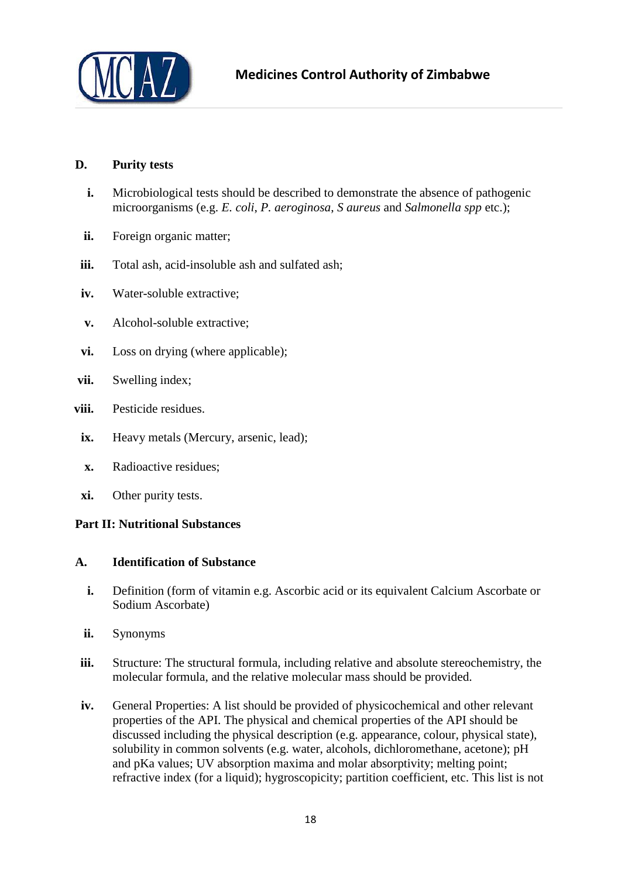**D. Purity tests**

i. Microbiological tests should be described to demonstrate the absence of pathogenic microorganisms (e.g. *E. coli*, *P. aeroginosa*, *S aureus* and *Salmonella spp* etc.);

ii. Foreign organic matter;

iii. Total ash, acid-insoluble ash and sulfated ash;

iv. Water-soluble extractive;

v. Alcohol-soluble extractive;

vi. Loss on drying (where applicable);

vii. Swelling index;

viii. Pesticide residues.

ix. Heavy metals (Mercury, arsenic, lead);

x. Radioactive residues;

xi. Other purity tests.

**Part II: Nutritional Substances**

**A. Identification of Substance**

i. Definition (form of vitamin e.g. Ascorbic acid or its equivalent Calcium Ascorbate or Sodium Ascorbate)

ii. Synonyms

iii. Structure: The structural formula, including relative and absolute stereochemistry, the molecular formula, and the relative molecular mass should be provided.

iv. General Properties: A list should be provided of physicochemical and other relevant properties of the API. The physical and chemical properties of the API should be discussed including the physical description (e.g. appearance, colour, physical state), solubility in common solvents (e.g. water, alcohols, dichloromethane, acetone); pH and pKa values; UV absorption maxima and molar absorptivity; melting point; refractive index (for a liquid); hygroscopicity; partition coefficient, etc. This list is not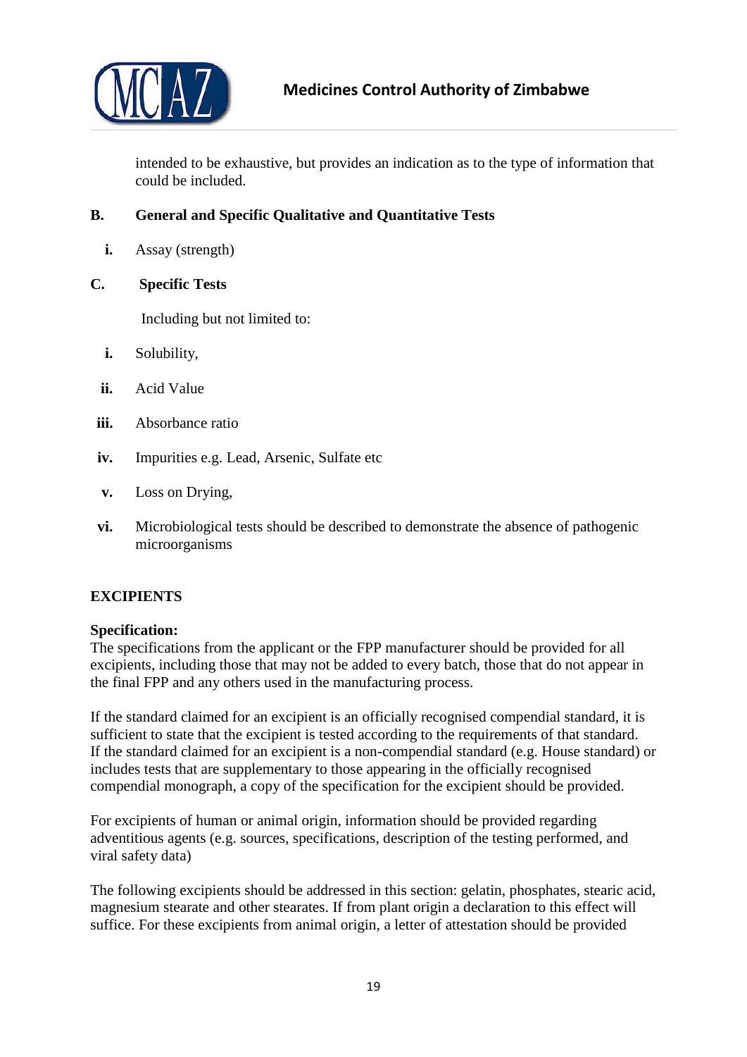intended to be exhaustive, but provides an indication as to the type of information that could be included.

**B. General and Specific Qualitative and Quantitative Tests**

**i.** Assay (strength)

**C. Specific Tests**

Including but not limited to:

**i.** Solubility,

**ii.** Acid Value

**iii.** Absorbance ratio

**iv.** Impurities e.g. Lead, Arsenic, Sulfate etc

**v.** Loss on Drying,

**vi.** Microbiological tests should be described to demonstrate the absence of pathogenic microorganisms

## EXCIPIENTS

**Specification:**

The specifications from the applicant or the FPP manufacturer should be provided for all excipients, including those that may not be added to every batch, those that do not appear in the final FPP and any others used in the manufacturing process.

If the standard claimed for an excipient is an officially recognised compendial standard, it is sufficient to state that the excipient is tested according to the requirements of that standard. If the standard claimed for an excipient is a non-compendial standard (e.g. House standard) or includes tests that are supplementary to those appearing in the officially recognised compendial monograph, a copy of the specification for the excipient should be provided.

For excipients of human or animal origin, information should be provided regarding adventitious agents (e.g. sources, specifications, description of the testing performed, and viral safety data)

The following excipients should be addressed in this section: gelatin, phosphates, stearic acid, magnesium stearate and other stearates. If from plant origin a declaration to this effect will suffice. For these excipients from animal origin, a letter of attestation should be provided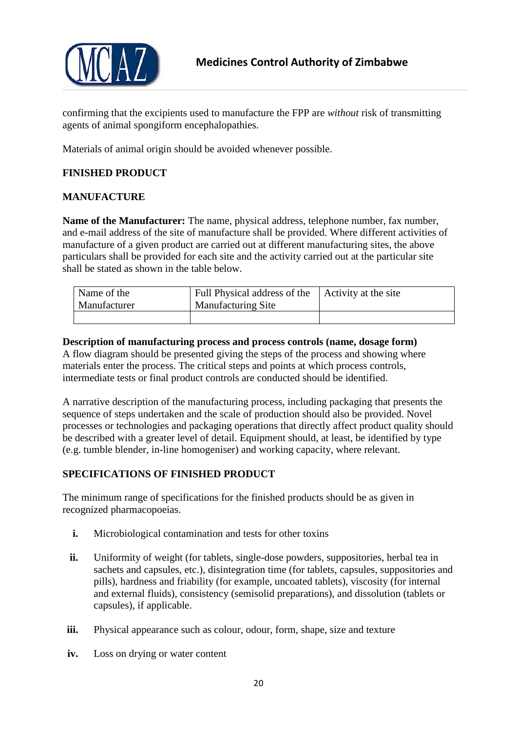confirming that the excipients used to manufacture the FPP are *without* risk of transmitting agents of animal spongiform encephalopathies.

Materials of animal origin should be avoided whenever possible.

**FINISHED PRODUCT**

**MANUFACTURE**

**Name of the Manufacturer:** The name, physical address, telephone number, fax number, and e-mail address of the site of manufacture shall be provided. Where different activities of manufacture of a given product are carried out at different manufacturing sites, the above particulars shall be provided for each site and the activity carried out at the particular site shall be stated as shown in the table below.

| Name of the Manufacturer | Full Physical address of the Manufacturing Site | Activity at the site |
|---|---|---|
| | | |

**Description of manufacturing process and process controls (name, dosage form)**
A flow diagram should be presented giving the steps of the process and showing where materials enter the process. The critical steps and points at which process controls, intermediate tests or final product controls are conducted should be identified.

A narrative description of the manufacturing process, including packaging that presents the sequence of steps undertaken and the scale of production should also be provided. Novel processes or technologies and packaging operations that directly affect product quality should be described with a greater level of detail. Equipment should, at least, be identified by type (e.g. tumble blender, in-line homogeniser) and working capacity, where relevant.

**SPECIFICATIONS OF FINISHED PRODUCT**

The minimum range of specifications for the finished products should be as given in recognized pharmacopoeias.

- **i.** Microbiological contamination and tests for other toxins
- **ii.** Uniformity of weight (for tablets, single-dose powders, suppositories, herbal tea in sachets and capsules, etc.), disintegration time (for tablets, capsules, suppositories and pills), hardness and friability (for example, uncoated tablets), viscosity (for internal and external fluids), consistency (semisolid preparations), and dissolution (tablets or capsules), if applicable.
- **iii.** Physical appearance such as colour, odour, form, shape, size and texture
- **iv.** Loss on drying or water content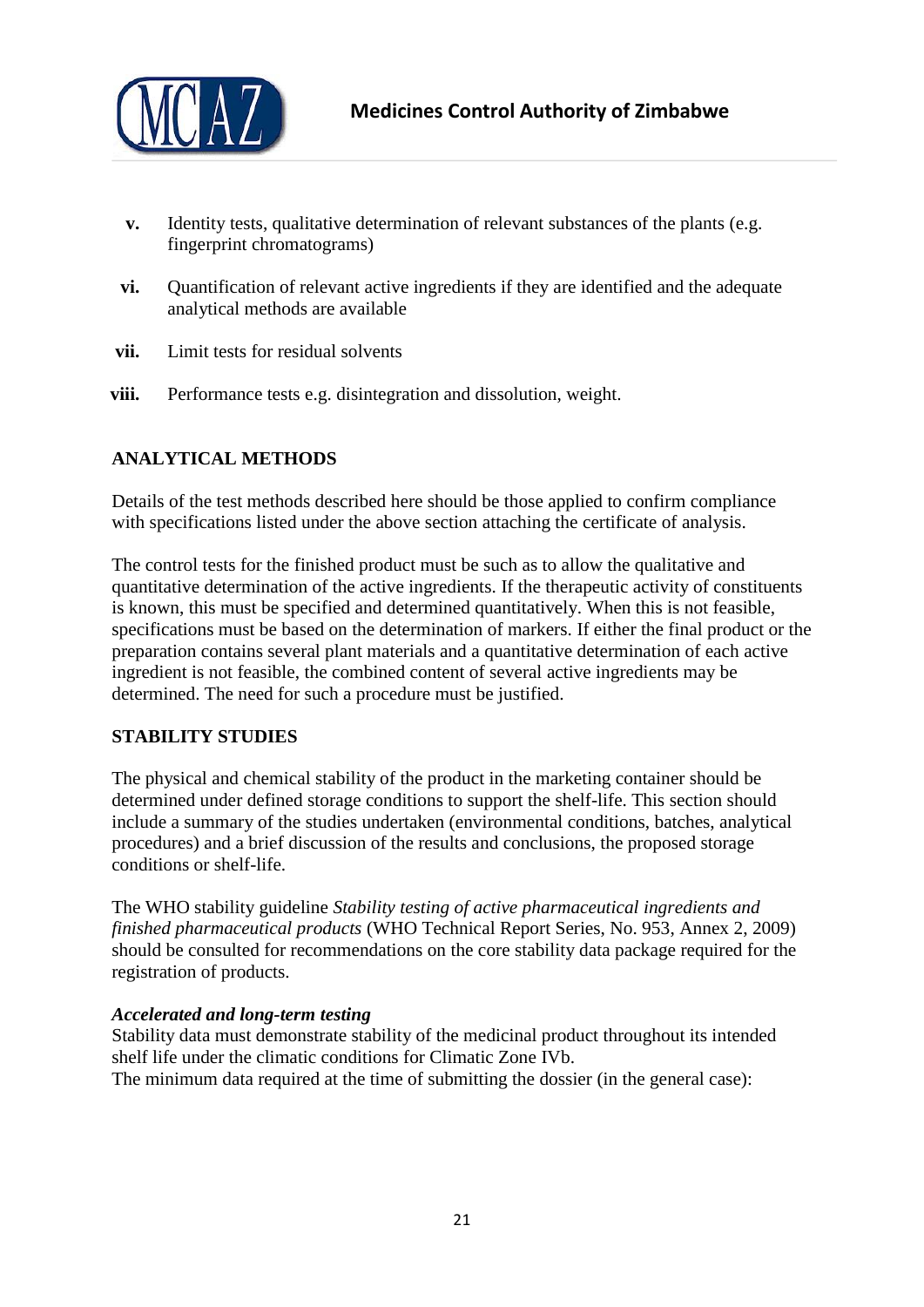v. Identity tests, qualitative determination of relevant substances of the plants (e.g. fingerprint chromatograms)

vi. Quantification of relevant active ingredients if they are identified and the adequate analytical methods are available

vii. Limit tests for residual solvents

viii. Performance tests e.g. disintegration and dissolution, weight.

## ANALYTICAL METHODS

Details of the test methods described here should be those applied to confirm compliance with specifications listed under the above section attaching the certificate of analysis.

The control tests for the finished product must be such as to allow the qualitative and quantitative determination of the active ingredients. If the therapeutic activity of constituents is known, this must be specified and determined quantitatively. When this is not feasible, specifications must be based on the determination of markers. If either the final product or the preparation contains several plant materials and a quantitative determination of each active ingredient is not feasible, the combined content of several active ingredients may be determined. The need for such a procedure must be justified.

## STABILITY STUDIES

The physical and chemical stability of the product in the marketing container should be determined under defined storage conditions to support the shelf-life. This section should include a summary of the studies undertaken (environmental conditions, batches, analytical procedures) and a brief discussion of the results and conclusions, the proposed storage conditions or shelf-life.

The WHO stability guideline *Stability testing of active pharmaceutical ingredients and finished pharmaceutical products* (WHO Technical Report Series, No. 953, Annex 2, 2009) should be consulted for recommendations on the core stability data package required for the registration of products.

***Accelerated and long-term testing***

Stability data must demonstrate stability of the medicinal product throughout its intended shelf life under the climatic conditions for Climatic Zone IVb.

The minimum data required at the time of submitting the dossier (in the general case):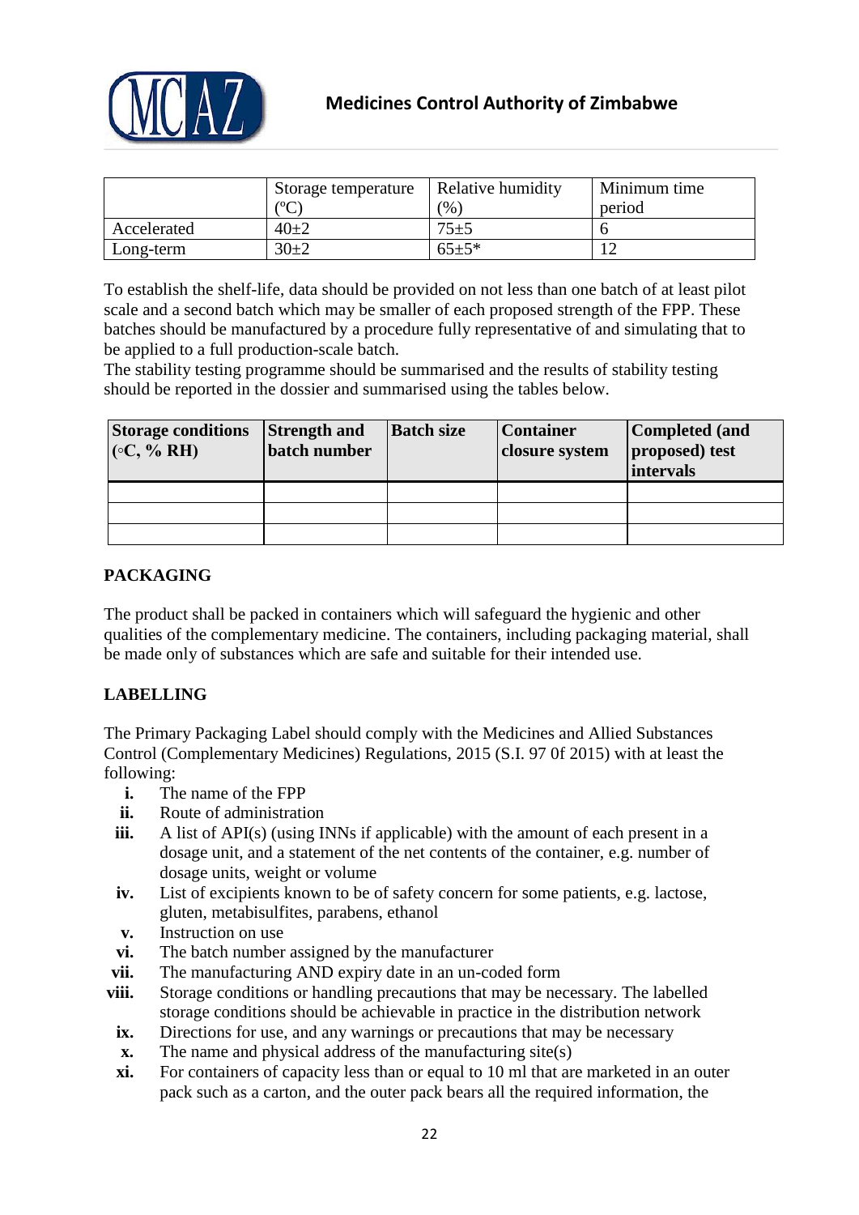|  | Storage temperature (ºC) | Relative humidity (%) | Minimum time period |
|---|---|---|---|
| Accelerated | 40±2 | 75±5 | 6 |
| Long-term | 30±2 | 65±5* | 12 |

To establish the shelf-life, data should be provided on not less than one batch of at least pilot scale and a second batch which may be smaller of each proposed strength of the FPP. These batches should be manufactured by a procedure fully representative of and simulating that to be applied to a full production-scale batch.
The stability testing programme should be summarised and the results of stability testing should be reported in the dossier and summarised using the tables below.

| Storage conditions (◦C, % RH) | Strength and batch number | Batch size | Container closure system | Completed (and proposed) test intervals |
|---|---|---|---|---|
|  |  |  |  |  |
|  |  |  |  |  |
|  |  |  |  |  |

## PACKAGING

The product shall be packed in containers which will safeguard the hygienic and other qualities of the complementary medicine. The containers, including packaging material, shall be made only of substances which are safe and suitable for their intended use.

## LABELLING

The Primary Packaging Label should comply with the Medicines and Allied Substances Control (Complementary Medicines) Regulations, 2015 (S.I. 97 0f 2015) with at least the following:

- **i.** The name of the FPP
- **ii.** Route of administration
- **iii.** A list of API(s) (using INNs if applicable) with the amount of each present in a dosage unit, and a statement of the net contents of the container, e.g. number of dosage units, weight or volume
- **iv.** List of excipients known to be of safety concern for some patients, e.g. lactose, gluten, metabisulfites, parabens, ethanol
- **v.** Instruction on use
- **vi.** The batch number assigned by the manufacturer
- **vii.** The manufacturing AND expiry date in an un-coded form
- **viii.** Storage conditions or handling precautions that may be necessary. The labelled storage conditions should be achievable in practice in the distribution network
- **ix.** Directions for use, and any warnings or precautions that may be necessary
- **x.** The name and physical address of the manufacturing site(s)
- **xi.** For containers of capacity less than or equal to 10 ml that are marketed in an outer pack such as a carton, and the outer pack bears all the required information, the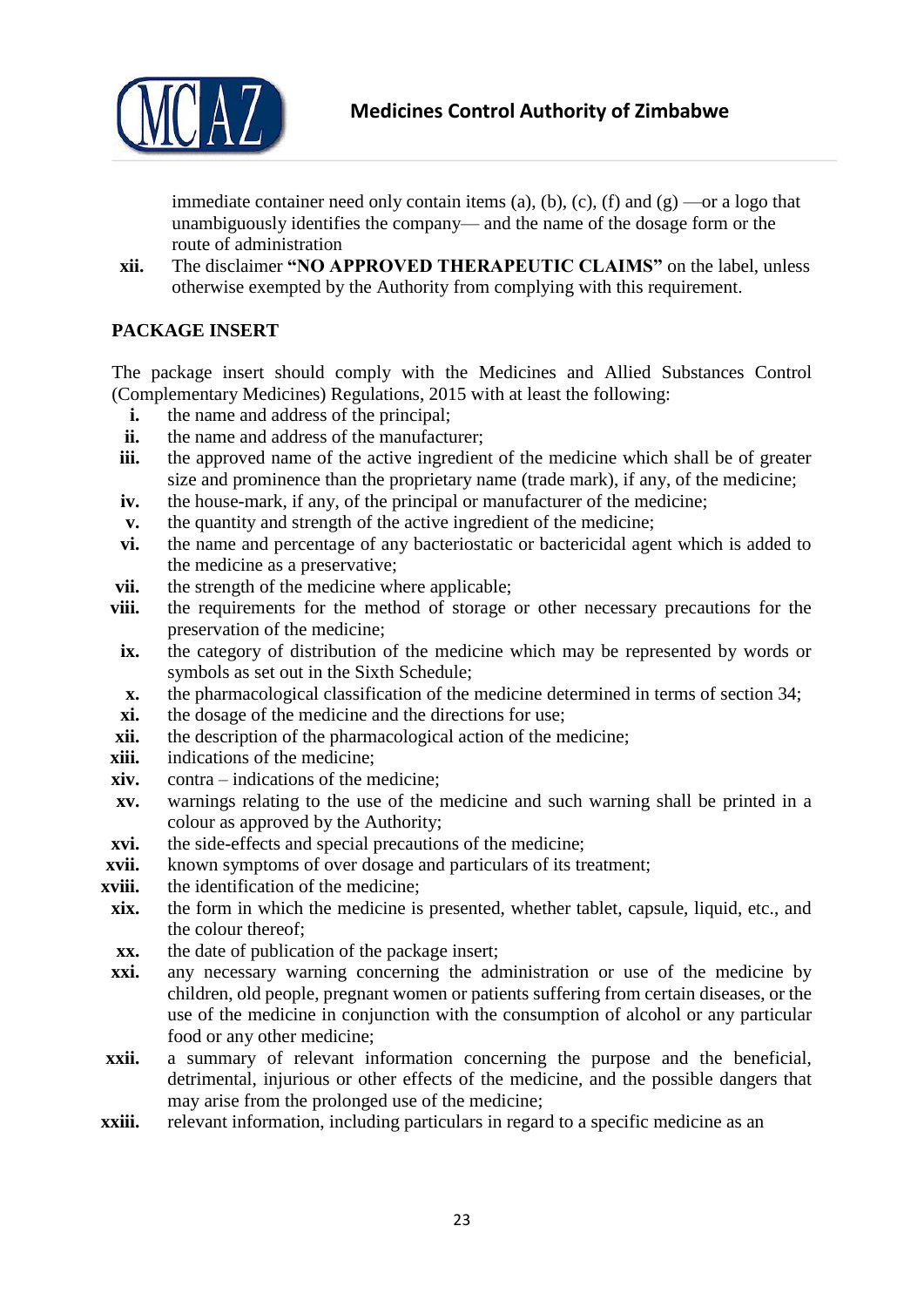immediate container need only contain items (a), (b), (c), (f) and (g) —or a logo that unambiguously identifies the company— and the name of the dosage form or the route of administration

xii. The disclaimer **"NO APPROVED THERAPEUTIC CLAIMS"** on the label, unless otherwise exempted by the Authority from complying with this requirement.

**PACKAGE INSERT**

The package insert should comply with the Medicines and Allied Substances Control (Complementary Medicines) Regulations, 2015 with at least the following:

i. the name and address of the principal;
ii. the name and address of the manufacturer;
iii. the approved name of the active ingredient of the medicine which shall be of greater size and prominence than the proprietary name (trade mark), if any, of the medicine;
iv. the house-mark, if any, of the principal or manufacturer of the medicine;
v. the quantity and strength of the active ingredient of the medicine;
vi. the name and percentage of any bacteriostatic or bactericidal agent which is added to the medicine as a preservative;
vii. the strength of the medicine where applicable;
viii. the requirements for the method of storage or other necessary precautions for the preservation of the medicine;
ix. the category of distribution of the medicine which may be represented by words or symbols as set out in the Sixth Schedule;
x. the pharmacological classification of the medicine determined in terms of section 34;
xi. the dosage of the medicine and the directions for use;
xii. the description of the pharmacological action of the medicine;
xiii. indications of the medicine;
xiv. contra – indications of the medicine;
xv. warnings relating to the use of the medicine and such warning shall be printed in a colour as approved by the Authority;
xvi. the side-effects and special precautions of the medicine;
xvii. known symptoms of over dosage and particulars of its treatment;
xviii. the identification of the medicine;
xix. the form in which the medicine is presented, whether tablet, capsule, liquid, etc., and the colour thereof;
xx. the date of publication of the package insert;
xxi. any necessary warning concerning the administration or use of the medicine by children, old people, pregnant women or patients suffering from certain diseases, or the use of the medicine in conjunction with the consumption of alcohol or any particular food or any other medicine;
xxii. a summary of relevant information concerning the purpose and the beneficial, detrimental, injurious or other effects of the medicine, and the possible dangers that may arise from the prolonged use of the medicine;
xxiii. relevant information, including particulars in regard to a specific medicine as an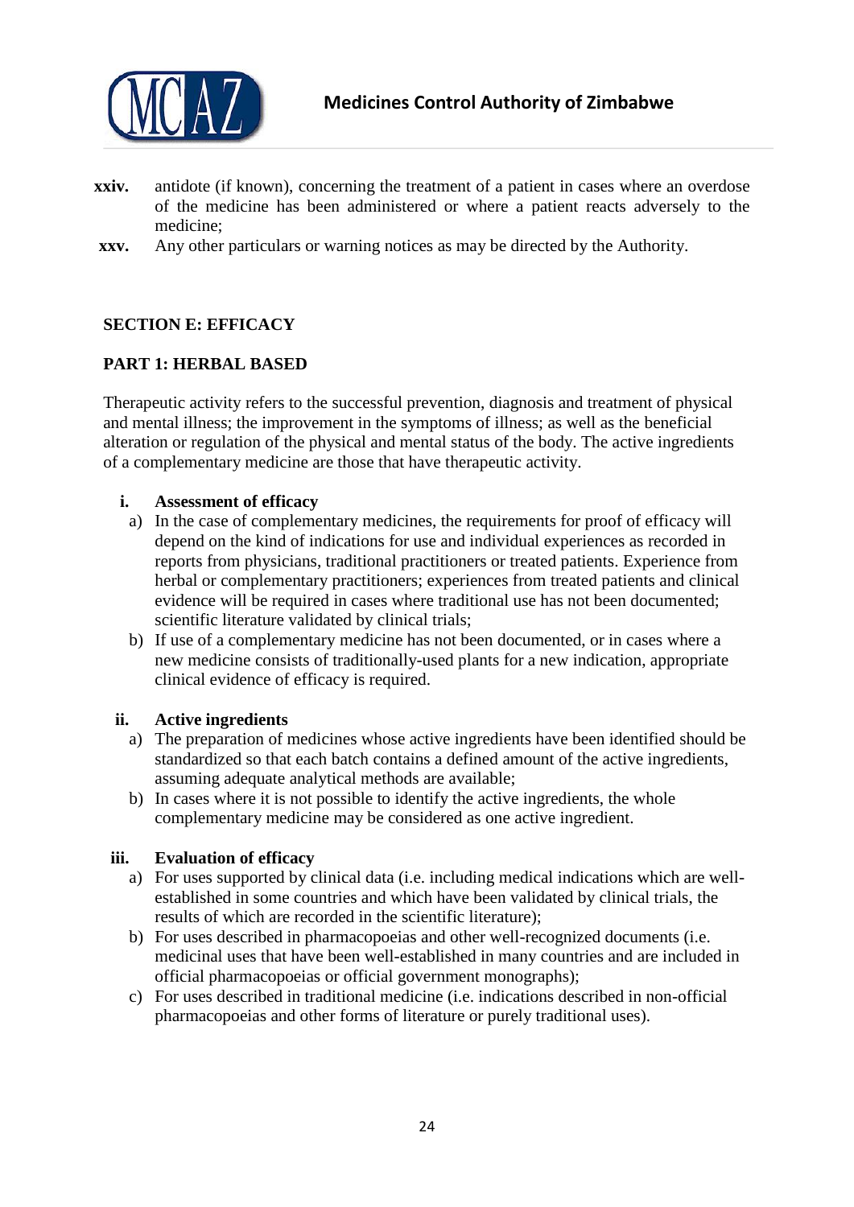xxiv. antidote (if known), concerning the treatment of a patient in cases where an overdose of the medicine has been administered or where a patient reacts adversely to the medicine;

xxv. Any other particulars or warning notices as may be directed by the Authority.

## SECTION E: EFFICACY

### PART 1: HERBAL BASED

Therapeutic activity refers to the successful prevention, diagnosis and treatment of physical and mental illness; the improvement in the symptoms of illness; as well as the beneficial alteration or regulation of the physical and mental status of the body. The active ingredients of a complementary medicine are those that have therapeutic activity.

**i. Assessment of efficacy**

a) In the case of complementary medicines, the requirements for proof of efficacy will depend on the kind of indications for use and individual experiences as recorded in reports from physicians, traditional practitioners or treated patients. Experience from herbal or complementary practitioners; experiences from treated patients and clinical evidence will be required in cases where traditional use has not been documented; scientific literature validated by clinical trials;

b) If use of a complementary medicine has not been documented, or in cases where a new medicine consists of traditionally-used plants for a new indication, appropriate clinical evidence of efficacy is required.

**ii. Active ingredients**

a) The preparation of medicines whose active ingredients have been identified should be standardized so that each batch contains a defined amount of the active ingredients, assuming adequate analytical methods are available;

b) In cases where it is not possible to identify the active ingredients, the whole complementary medicine may be considered as one active ingredient.

**iii. Evaluation of efficacy**

a) For uses supported by clinical data (i.e. including medical indications which are well-established in some countries and which have been validated by clinical trials, the results of which are recorded in the scientific literature);

b) For uses described in pharmacopoeias and other well-recognized documents (i.e. medicinal uses that have been well-established in many countries and are included in official pharmacopoeias or official government monographs);

c) For uses described in traditional medicine (i.e. indications described in non-official pharmacopoeias and other forms of literature or purely traditional uses).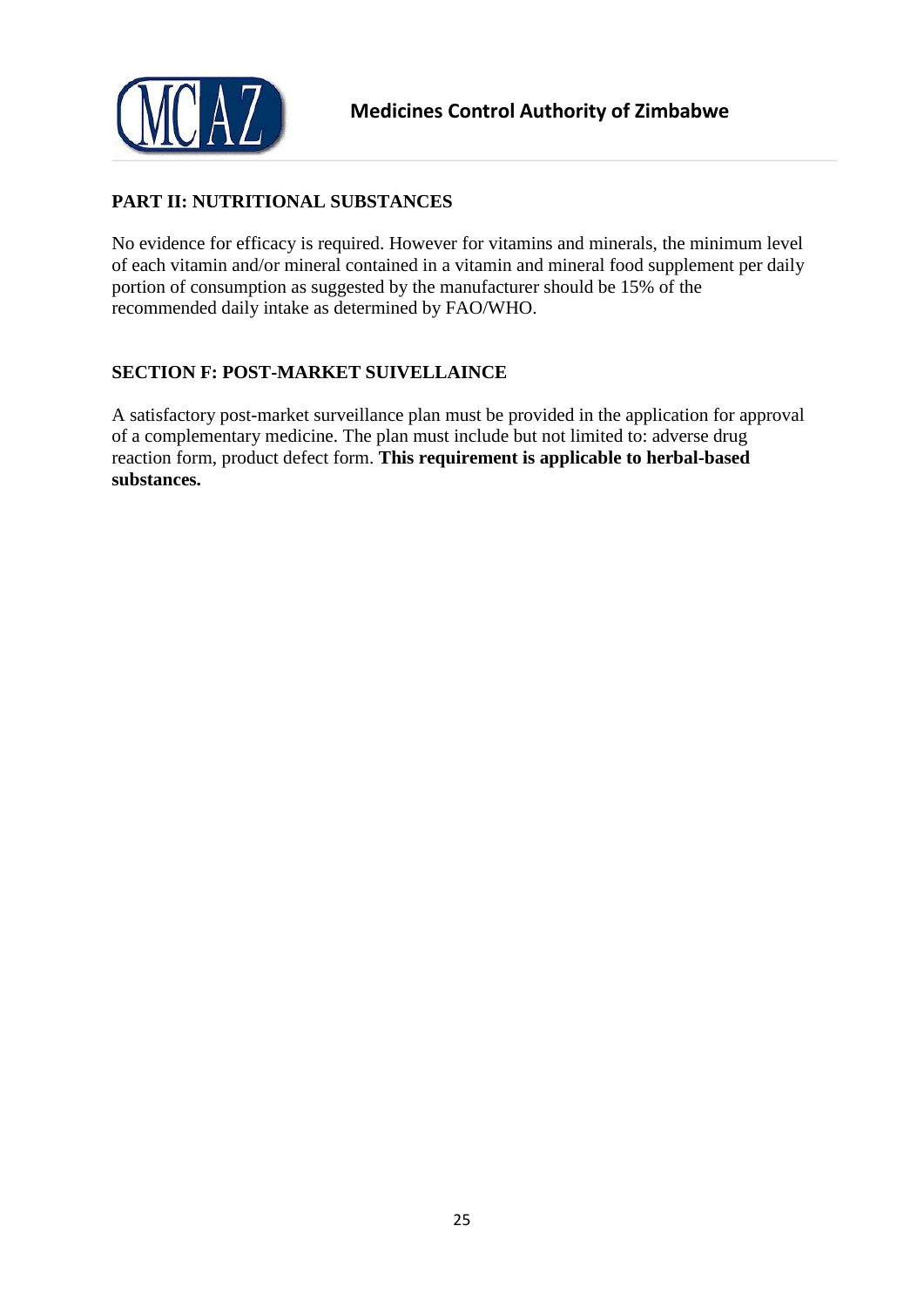## PART II: NUTRITIONAL SUBSTANCES

No evidence for efficacy is required. However for vitamins and minerals, the minimum level of each vitamin and/or mineral contained in a vitamin and mineral food supplement per daily portion of consumption as suggested by the manufacturer should be 15% of the recommended daily intake as determined by FAO/WHO.

## SECTION F: POST-MARKET SUIVELLAINCE

A satisfactory post-market surveillance plan must be provided in the application for approval of a complementary medicine. The plan must include but not limited to: adverse drug reaction form, product defect form. **This requirement is applicable to herbal-based substances.**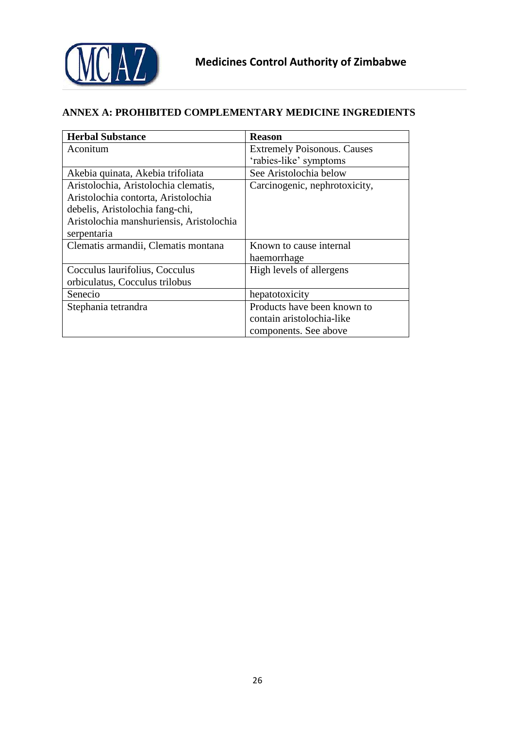## ANNEX A: PROHIBITED COMPLEMENTARY MEDICINE INGREDIENTS

| Herbal Substance | Reason |
|---|---|
| Aconitum | Extremely Poisonous. Causes 'rabies-like' symptoms |
| Akebia quinata, Akebia trifoliata | See Aristolochia below |
| Aristolochia, Aristolochia clematis, Aristolochia contorta, Aristolochia debelis, Aristolochia fang-chi, Aristolochia manshuriensis, Aristolochia serpentaria | Carcinogenic, nephrotoxicity, |
| Clematis armandii, Clematis montana | Known to cause internal haemorrhage |
| Cocculus laurifolius, Cocculus orbiculatus, Cocculus trilobus | High levels of allergens |
| Senecio | hepatotoxicity |
| Stephania tetrandra | Products have been known to contain aristolochia-like components. See above |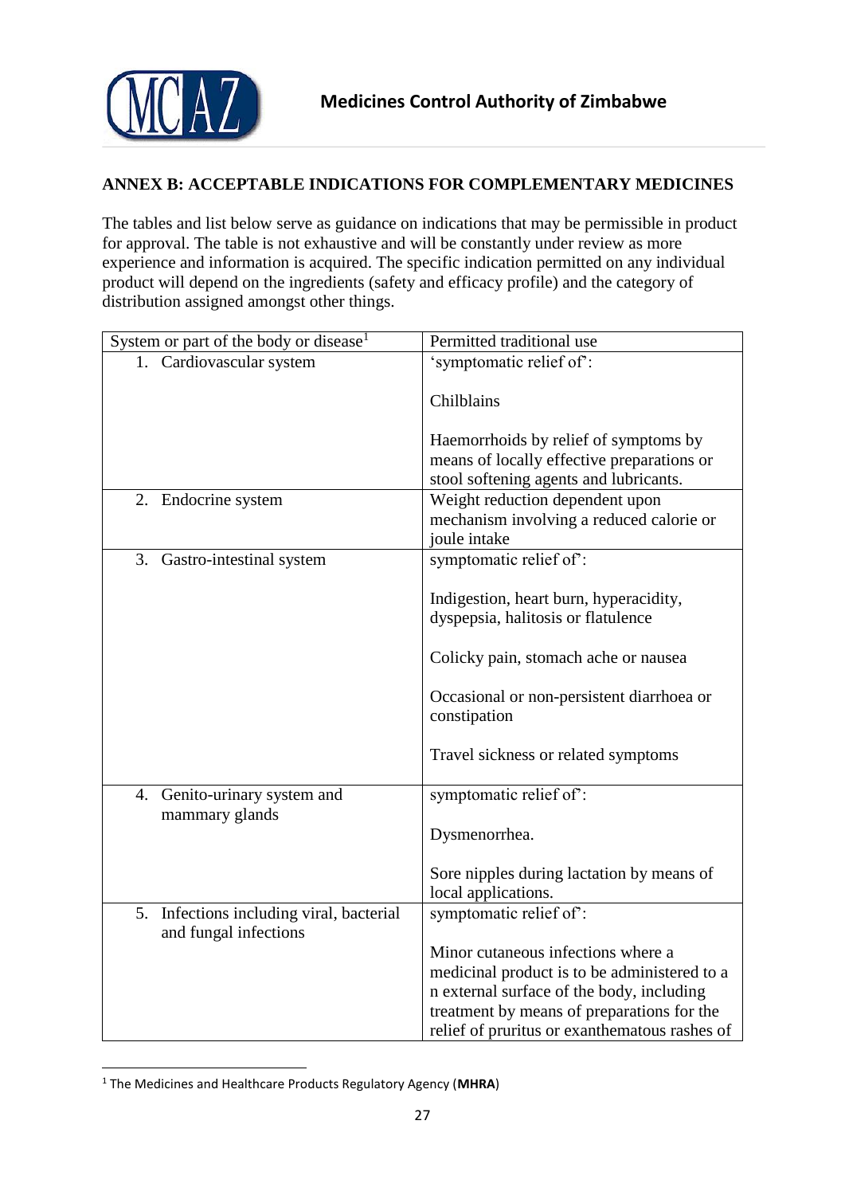## ANNEX B: ACCEPTABLE INDICATIONS FOR COMPLEMENTARY MEDICINES

The tables and list below serve as guidance on indications that may be permissible in product for approval. The table is not exhaustive and will be constantly under review as more experience and information is acquired. The specific indication permitted on any individual product will depend on the ingredients (safety and efficacy profile) and the category of distribution assigned amongst other things.

| System or part of the body or disease[1] | Permitted traditional use |
|---|---|
| 1. Cardiovascular system | 'symptomatic relief of':<br><br>Chilblains<br><br>Haemorrhoids by relief of symptoms by means of locally effective preparations or stool softening agents and lubricants. |
| 2. Endocrine system | Weight reduction dependent upon mechanism involving a reduced calorie or joule intake |
| 3. Gastro-intestinal system | symptomatic relief of':<br><br>Indigestion, heart burn, hyperacidity, dyspepsia, halitosis or flatulence<br><br>Colicky pain, stomach ache or nausea<br><br>Occasional or non-persistent diarrhoea or constipation<br><br>Travel sickness or related symptoms |
| 4. Genito-urinary system and mammary glands | symptomatic relief of':<br><br>Dysmenorrhea.<br><br>Sore nipples during lactation by means of local applications. |
| 5. Infections including viral, bacterial and fungal infections | symptomatic relief of':<br><br>Minor cutaneous infections where a medicinal product is to be administered to a n external surface of the body, including treatment by means of preparations for the relief of pruritus or exanthematous rashes of |

[1] The Medicines and Healthcare Products Regulatory Agency (**MHRA**)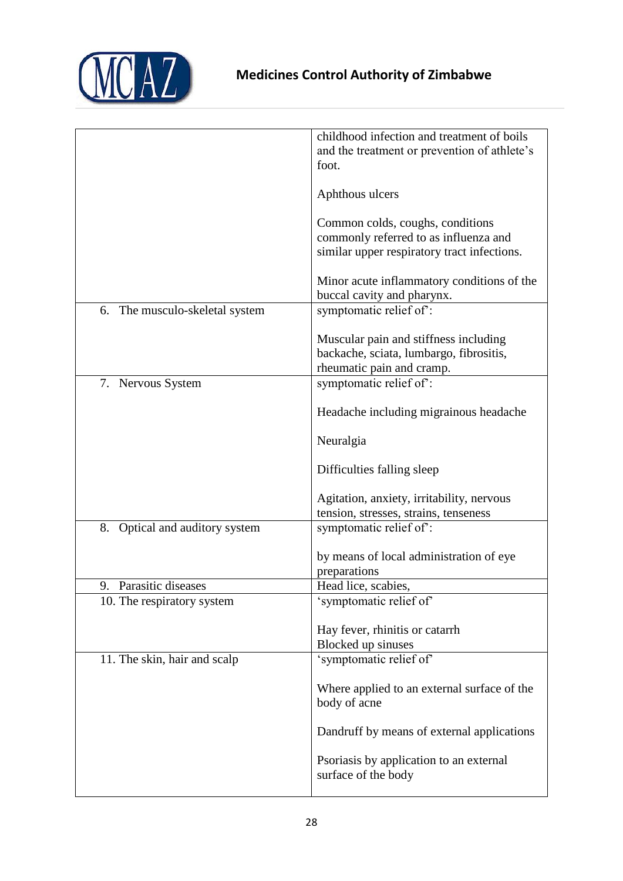| | |
|---|---|
| | childhood infection and treatment of boils and the treatment or prevention of athlete's foot.<br><br>Aphthous ulcers<br><br>Common colds, coughs, conditions commonly referred to as influenza and similar upper respiratory tract infections.<br><br>Minor acute inflammatory conditions of the buccal cavity and pharynx. |
| 6. The musculo-skeletal system | symptomatic relief of':<br><br>Muscular pain and stiffness including backache, sciata, lumbargo, fibrositis, rheumatic pain and cramp. |
| 7. Nervous System | symptomatic relief of':<br><br>Headache including migrainous headache<br><br>Neuralgia<br><br>Difficulties falling sleep<br><br>Agitation, anxiety, irritability, nervous tension, stresses, strains, tenseness |
| 8. Optical and auditory system | symptomatic relief of':<br><br>by means of local administration of eye preparations |
| 9. Parasitic diseases | Head lice, scabies, |
| 10. The respiratory system | 'symptomatic relief of'<br><br>Hay fever, rhinitis or catarrh<br>Blocked up sinuses |
| 11. The skin, hair and scalp | 'symptomatic relief of'<br><br>Where applied to an external surface of the body of acne<br><br>Dandruff by means of external applications<br><br>Psoriasis by application to an external surface of the body |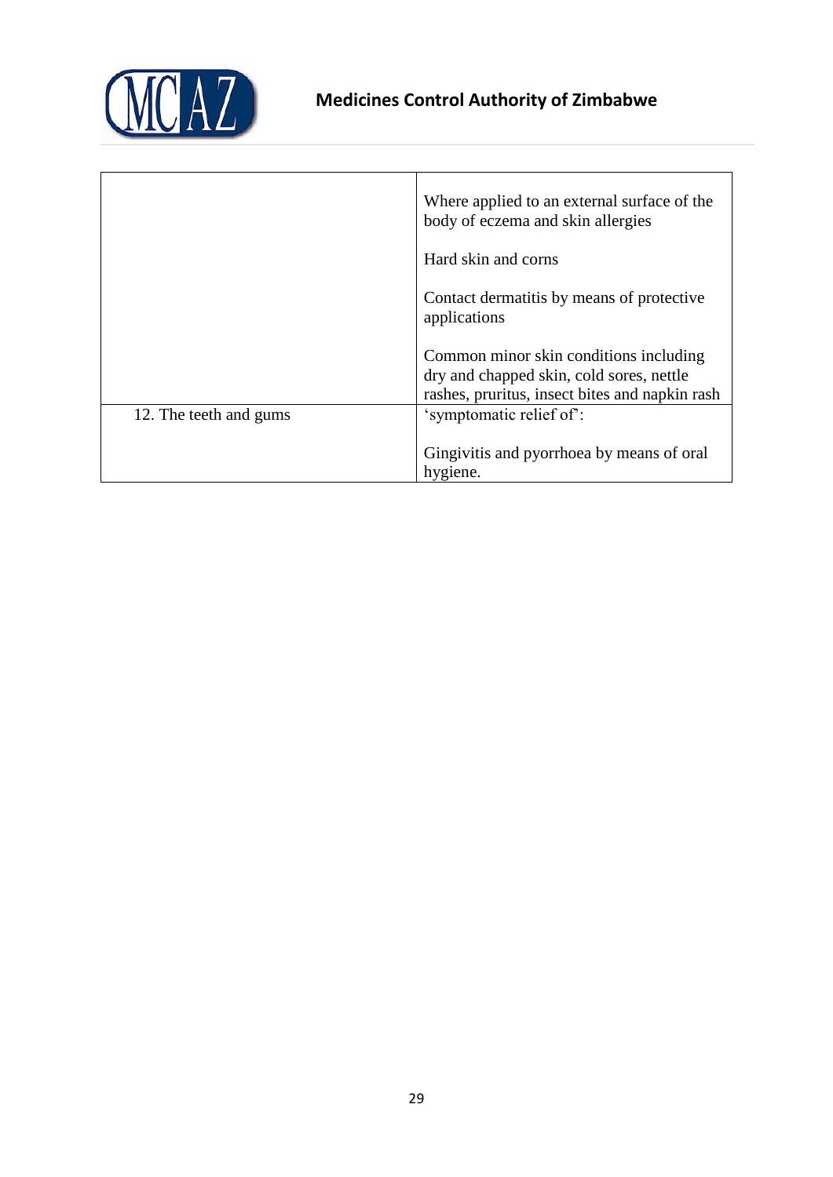| | |
|---|---|
| | Where applied to an external surface of the body of eczema and skin allergies<br><br>Hard skin and corns<br><br>Contact dermatitis by means of protective applications<br><br>Common minor skin conditions including dry and chapped skin, cold sores, nettle rashes, pruritus, insect bites and napkin rash |
| 12. The teeth and gums | 'symptomatic relief of':<br><br>Gingivitis and pyorrhoea by means of oral hygiene. |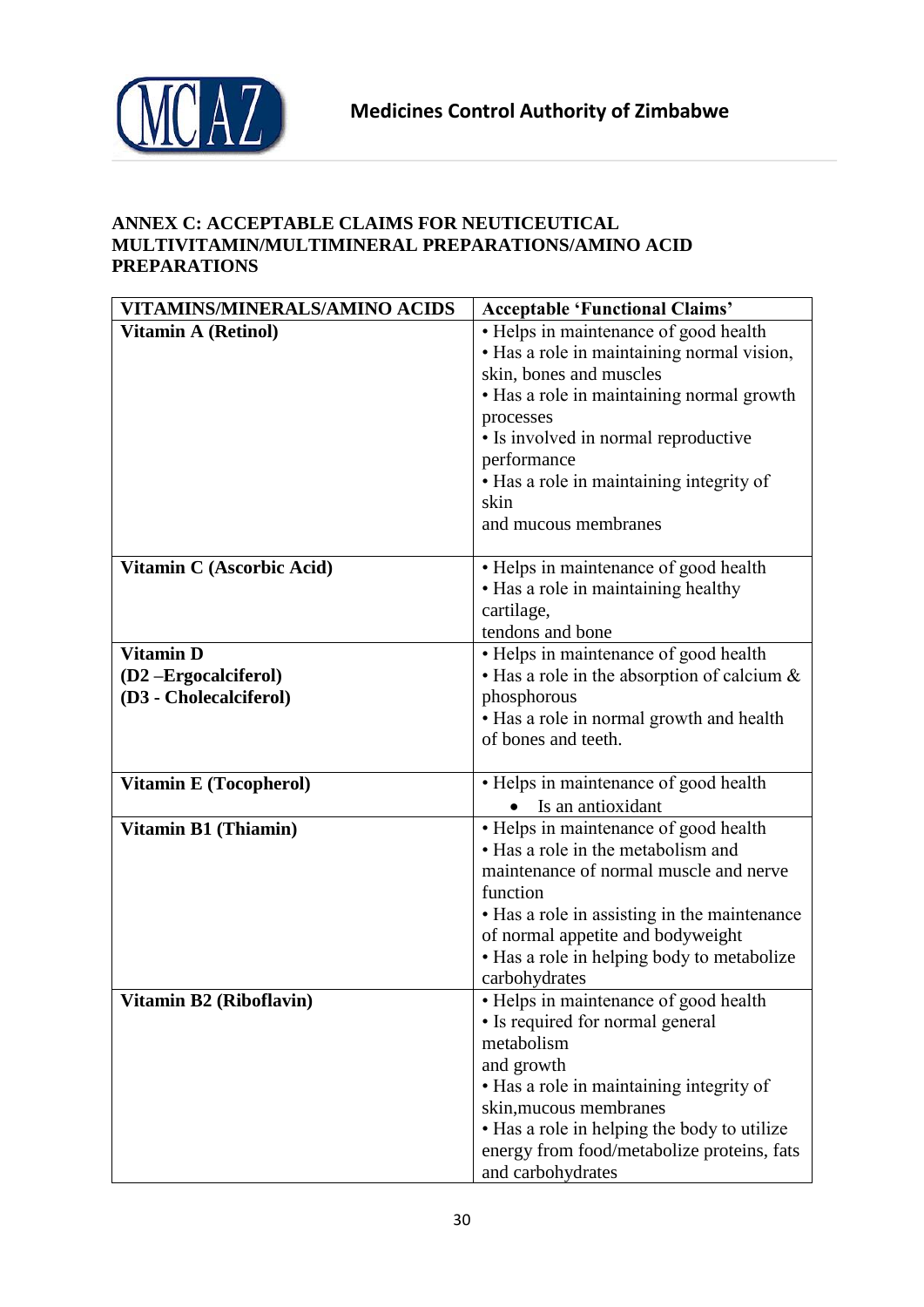## ANNEX C: ACCEPTABLE CLAIMS FOR NEUTICEUTICAL MULTIVITAMIN/MULTIMINERAL PREPARATIONS/AMINO ACID PREPARATIONS

| VITAMINS/MINERALS/AMINO ACIDS | Acceptable 'Functional Claims' |
|---|---|
| **Vitamin A (Retinol)** | • Helps in maintenance of good health<br>• Has a role in maintaining normal vision, skin, bones and muscles<br>• Has a role in maintaining normal growth processes<br>• Is involved in normal reproductive performance<br>• Has a role in maintaining integrity of skin and mucous membranes |
| **Vitamin C (Ascorbic Acid)** | • Helps in maintenance of good health<br>• Has a role in maintaining healthy cartilage, tendons and bone |
| **Vitamin D**<br>**(D2 –Ergocalciferol)**<br>**(D3 - Cholecalciferol)** | • Helps in maintenance of good health<br>• Has a role in the absorption of calcium & phosphorous<br>• Has a role in normal growth and health of bones and teeth. |
| **Vitamin E (Tocopherol)** | • Helps in maintenance of good health<br>• Is an antioxidant |
| **Vitamin B1 (Thiamin)** | • Helps in maintenance of good health<br>• Has a role in the metabolism and maintenance of normal muscle and nerve function<br>• Has a role in assisting in the maintenance of normal appetite and bodyweight<br>• Has a role in helping body to metabolize carbohydrates |
| **Vitamin B2 (Riboflavin)** | • Helps in maintenance of good health<br>• Is required for normal general metabolism and growth<br>• Has a role in maintaining integrity of skin,mucous membranes<br>• Has a role in helping the body to utilize energy from food/metabolize proteins, fats and carbohydrates |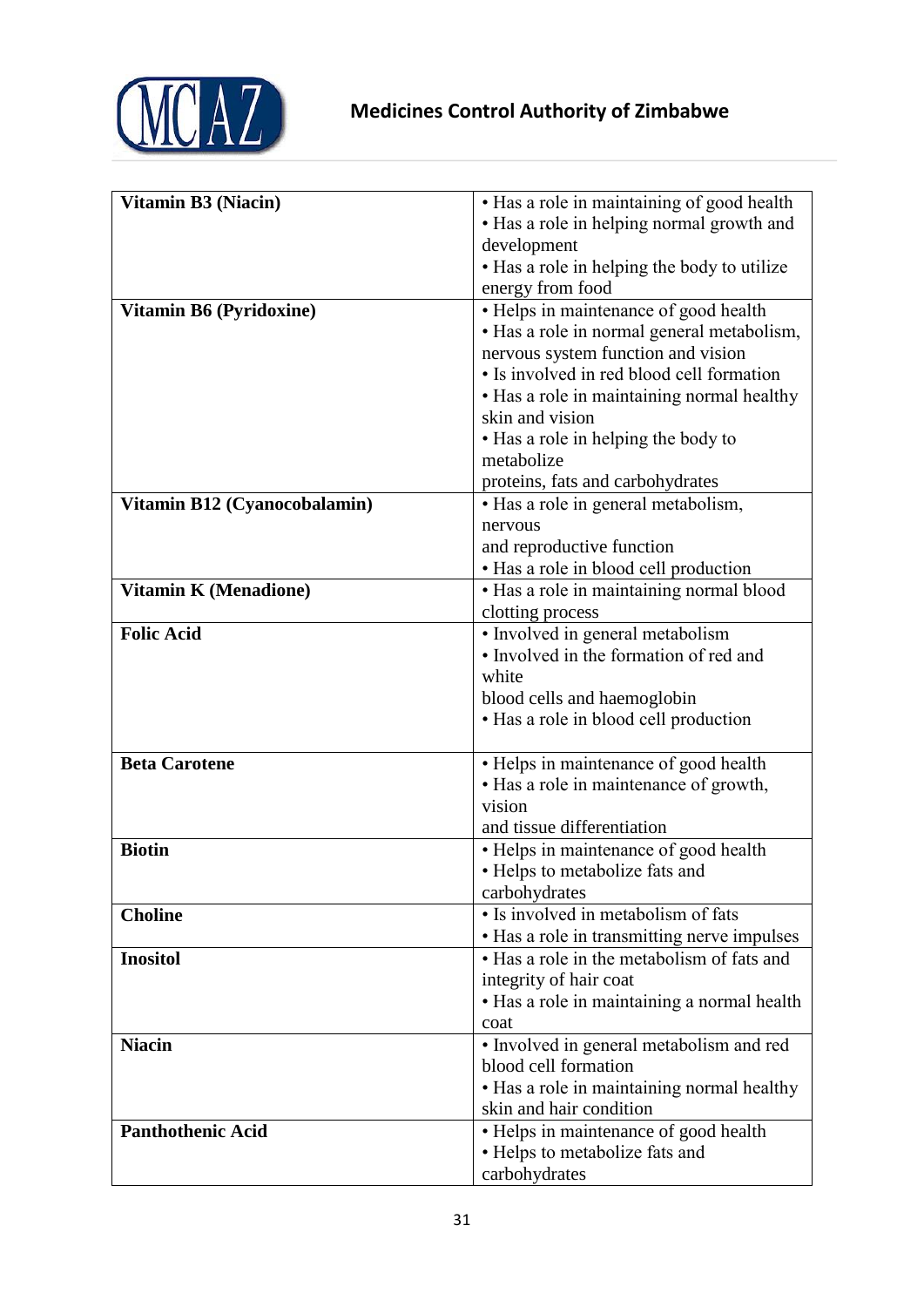| | |
|---|---|
| **Vitamin B3 (Niacin)** | • Has a role in maintaining of good health<br>• Has a role in helping normal growth and development<br>• Has a role in helping the body to utilize energy from food |
| **Vitamin B6 (Pyridoxine)** | • Helps in maintenance of good health<br>• Has a role in normal general metabolism, nervous system function and vision<br>• Is involved in red blood cell formation<br>• Has a role in maintaining normal healthy skin and vision<br>• Has a role in helping the body to metabolize proteins, fats and carbohydrates |
| **Vitamin B12 (Cyanocobalamin)** | • Has a role in general metabolism, nervous and reproductive function<br>• Has a role in blood cell production |
| **Vitamin K (Menadione)** | • Has a role in maintaining normal blood clotting process |
| **Folic Acid** | • Involved in general metabolism<br>• Involved in the formation of red and white blood cells and haemoglobin<br>• Has a role in blood cell production |
| **Beta Carotene** | • Helps in maintenance of good health<br>• Has a role in maintenance of growth, vision and tissue differentiation |
| **Biotin** | • Helps in maintenance of good health<br>• Helps to metabolize fats and carbohydrates |
| **Choline** | • Is involved in metabolism of fats<br>• Has a role in transmitting nerve impulses |
| **Inositol** | • Has a role in the metabolism of fats and integrity of hair coat<br>• Has a role in maintaining a normal health coat |
| **Niacin** | • Involved in general metabolism and red blood cell formation<br>• Has a role in maintaining normal healthy skin and hair condition |
| **Panthothenic Acid** | • Helps in maintenance of good health<br>• Helps to metabolize fats and carbohydrates |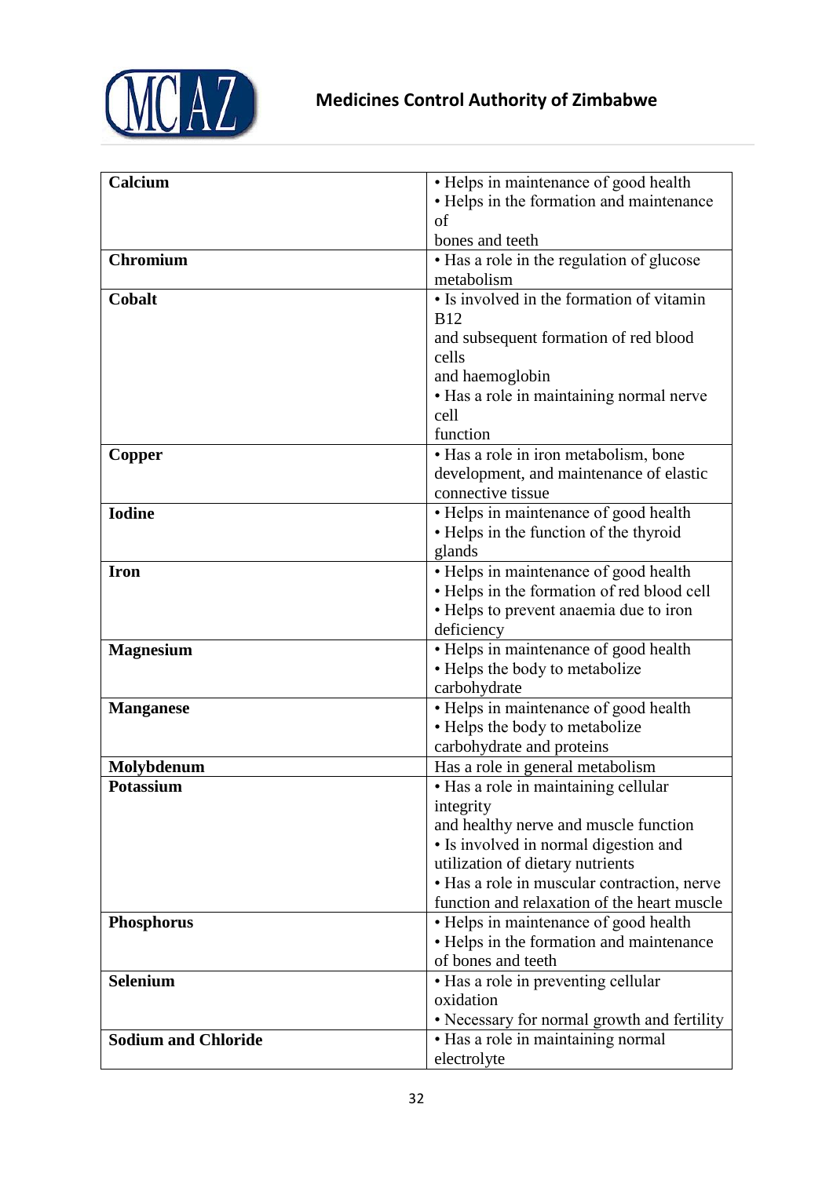| Calcium | • Helps in maintenance of good health<br>• Helps in the formation and maintenance of bones and teeth |
|---|---|
| **Chromium** | • Has a role in the regulation of glucose metabolism |
| **Cobalt** | • Is involved in the formation of vitamin B12 and subsequent formation of red blood cells and haemoglobin<br>• Has a role in maintaining normal nerve cell function |
| **Copper** | • Has a role in iron metabolism, bone development, and maintenance of elastic connective tissue |
| **Iodine** | • Helps in maintenance of good health<br>• Helps in the function of the thyroid glands |
| **Iron** | • Helps in maintenance of good health<br>• Helps in the formation of red blood cell<br>• Helps to prevent anaemia due to iron deficiency |
| **Magnesium** | • Helps in maintenance of good health<br>• Helps the body to metabolize carbohydrate |
| **Manganese** | • Helps in maintenance of good health<br>• Helps the body to metabolize carbohydrate and proteins |
| **Molybdenum** | Has a role in general metabolism |
| **Potassium** | • Has a role in maintaining cellular integrity and healthy nerve and muscle function<br>• Is involved in normal digestion and utilization of dietary nutrients<br>• Has a role in muscular contraction, nerve function and relaxation of the heart muscle |
| **Phosphorus** | • Helps in maintenance of good health<br>• Helps in the formation and maintenance of bones and teeth |
| **Selenium** | • Has a role in preventing cellular oxidation<br>• Necessary for normal growth and fertility |
| **Sodium and Chloride** | • Has a role in maintaining normal electrolyte |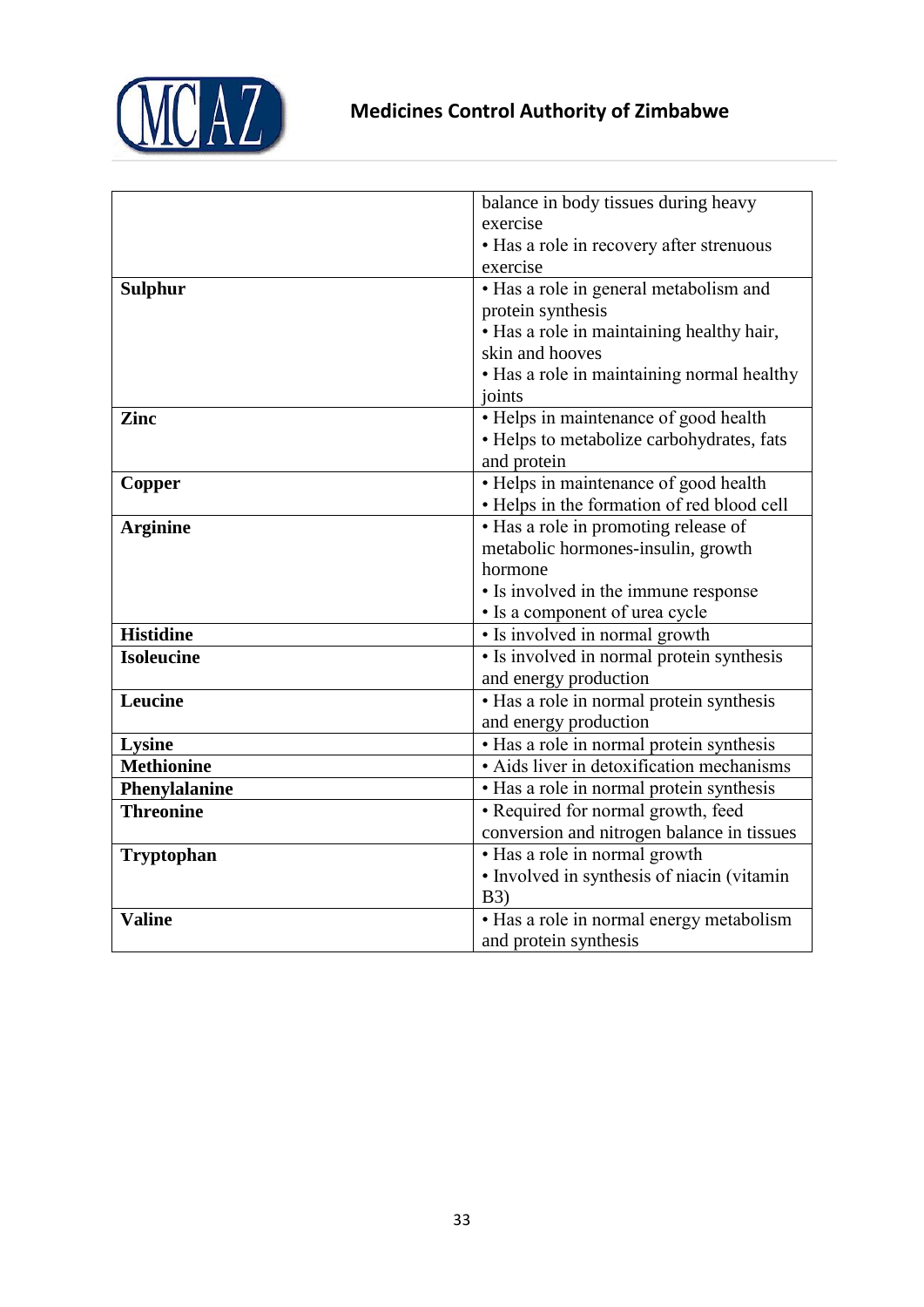| | |
|---|---|
| | balance in body tissues during heavy exercise<br>• Has a role in recovery after strenuous exercise |
| **Sulphur** | • Has a role in general metabolism and protein synthesis<br>• Has a role in maintaining healthy hair, skin and hooves<br>• Has a role in maintaining normal healthy joints |
| **Zinc** | • Helps in maintenance of good health<br>• Helps to metabolize carbohydrates, fats and protein |
| **Copper** | • Helps in maintenance of good health<br>• Helps in the formation of red blood cell |
| **Arginine** | • Has a role in promoting release of metabolic hormones-insulin, growth hormone<br>• Is involved in the immune response<br>• Is a component of urea cycle |
| **Histidine** | • Is involved in normal growth |
| **Isoleucine** | • Is involved in normal protein synthesis and energy production |
| **Leucine** | • Has a role in normal protein synthesis and energy production |
| **Lysine** | • Has a role in normal protein synthesis |
| **Methionine** | • Aids liver in detoxification mechanisms |
| **Phenylalanine** | • Has a role in normal protein synthesis |
| **Threonine** | • Required for normal growth, feed conversion and nitrogen balance in tissues |
| **Tryptophan** | • Has a role in normal growth<br>• Involved in synthesis of niacin (vitamin B3) |
| **Valine** | • Has a role in normal energy metabolism and protein synthesis |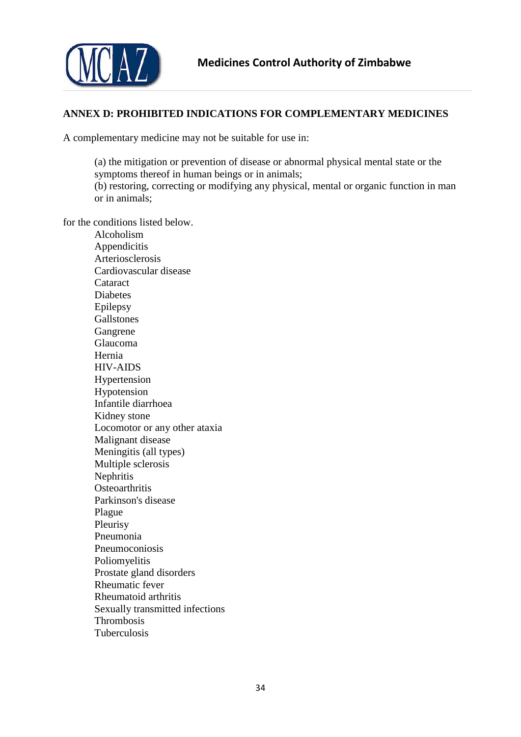## ANNEX D: PROHIBITED INDICATIONS FOR COMPLEMENTARY MEDICINES

A complementary medicine may not be suitable for use in:

> (a) the mitigation or prevention of disease or abnormal physical mental state or the symptoms thereof in human beings or in animals;
> (b) restoring, correcting or modifying any physical, mental or organic function in man or in animals;

for the conditions listed below.

- Alcoholism
- Appendicitis
- Arteriosclerosis
- Cardiovascular disease
- Cataract
- Diabetes
- Epilepsy
- Gallstones
- Gangrene
- Glaucoma
- Hernia
- HIV-AIDS
- Hypertension
- Hypotension
- Infantile diarrhoea
- Kidney stone
- Locomotor or any other ataxia
- Malignant disease
- Meningitis (all types)
- Multiple sclerosis
- Nephritis
- Osteoarthritis
- Parkinson's disease
- Plague
- Pleurisy
- Pneumonia
- Pneumoconiosis
- Poliomyelitis
- Prostate gland disorders
- Rheumatic fever
- Rheumatoid arthritis
- Sexually transmitted infections
- Thrombosis
- Tuberculosis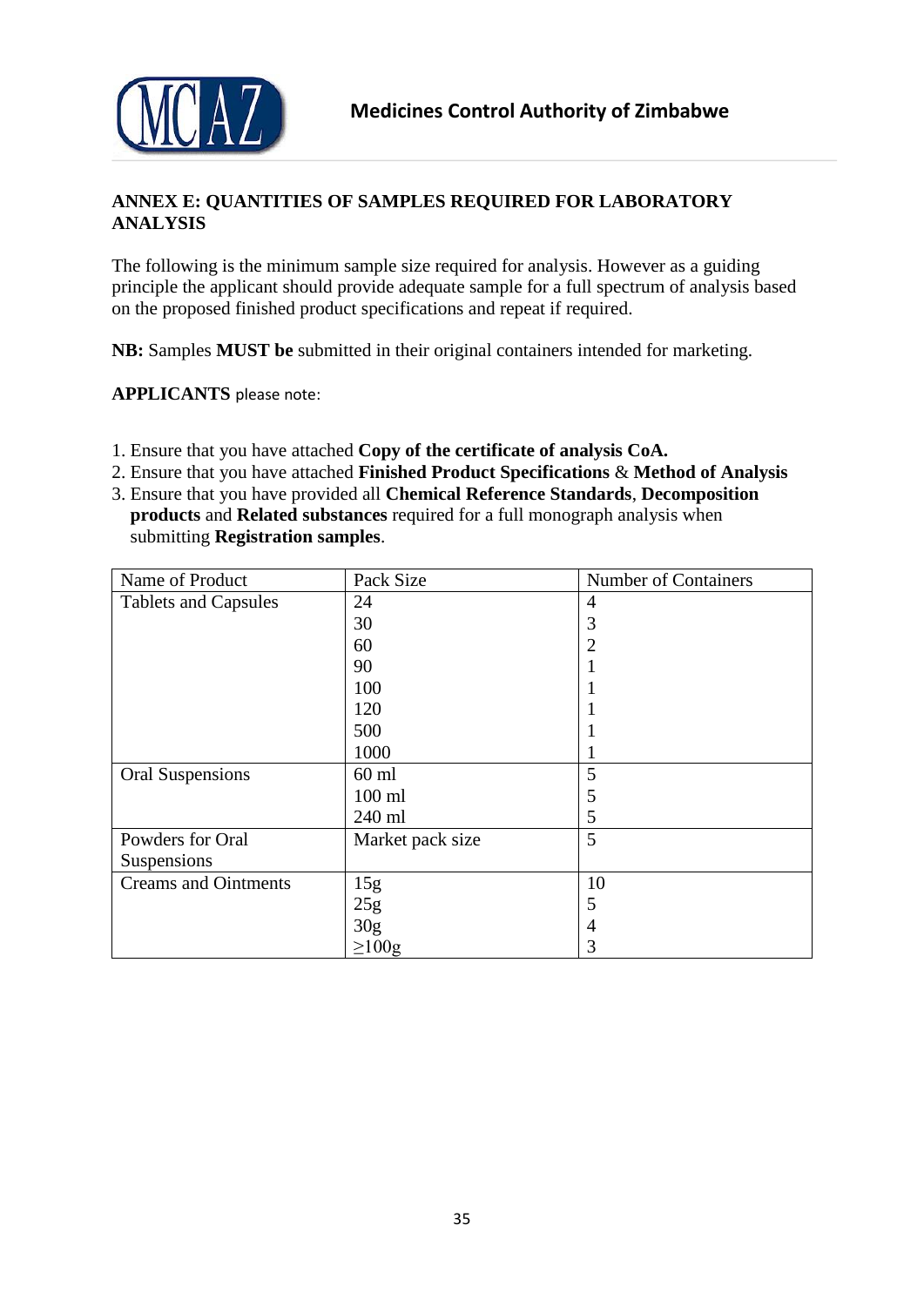## ANNEX E: QUANTITIES OF SAMPLES REQUIRED FOR LABORATORY ANALYSIS

The following is the minimum sample size required for analysis. However as a guiding principle the applicant should provide adequate sample for a full spectrum of analysis based on the proposed finished product specifications and repeat if required.

**NB:** Samples **MUST be** submitted in their original containers intended for marketing.

**APPLICANTS** please note:

1. Ensure that you have attached **Copy of the certificate of analysis CoA.**
2. Ensure that you have attached **Finished Product Specifications** & **Method of Analysis**
3. Ensure that you have provided all **Chemical Reference Standards**, **Decomposition products** and **Related substances** required for a full monograph analysis when submitting **Registration samples**.

| Name of Product | Pack Size | Number of Containers |
|---|---|---|
| Tablets and Capsules | 24 | 4 |
| | 30 | 3 |
| | 60 | 2 |
| | 90 | 1 |
| | 100 | 1 |
| | 120 | 1 |
| | 500 | 1 |
| | 1000 | 1 |
| Oral Suspensions | 60 ml | 5 |
| | 100 ml | 5 |
| | 240 ml | 5 |
| Powders for Oral Suspensions | Market pack size | 5 |
| Creams and Ointments | 15g | 10 |
| | 25g | 5 |
| | 30g | 4 |
| | ≥100g | 3 |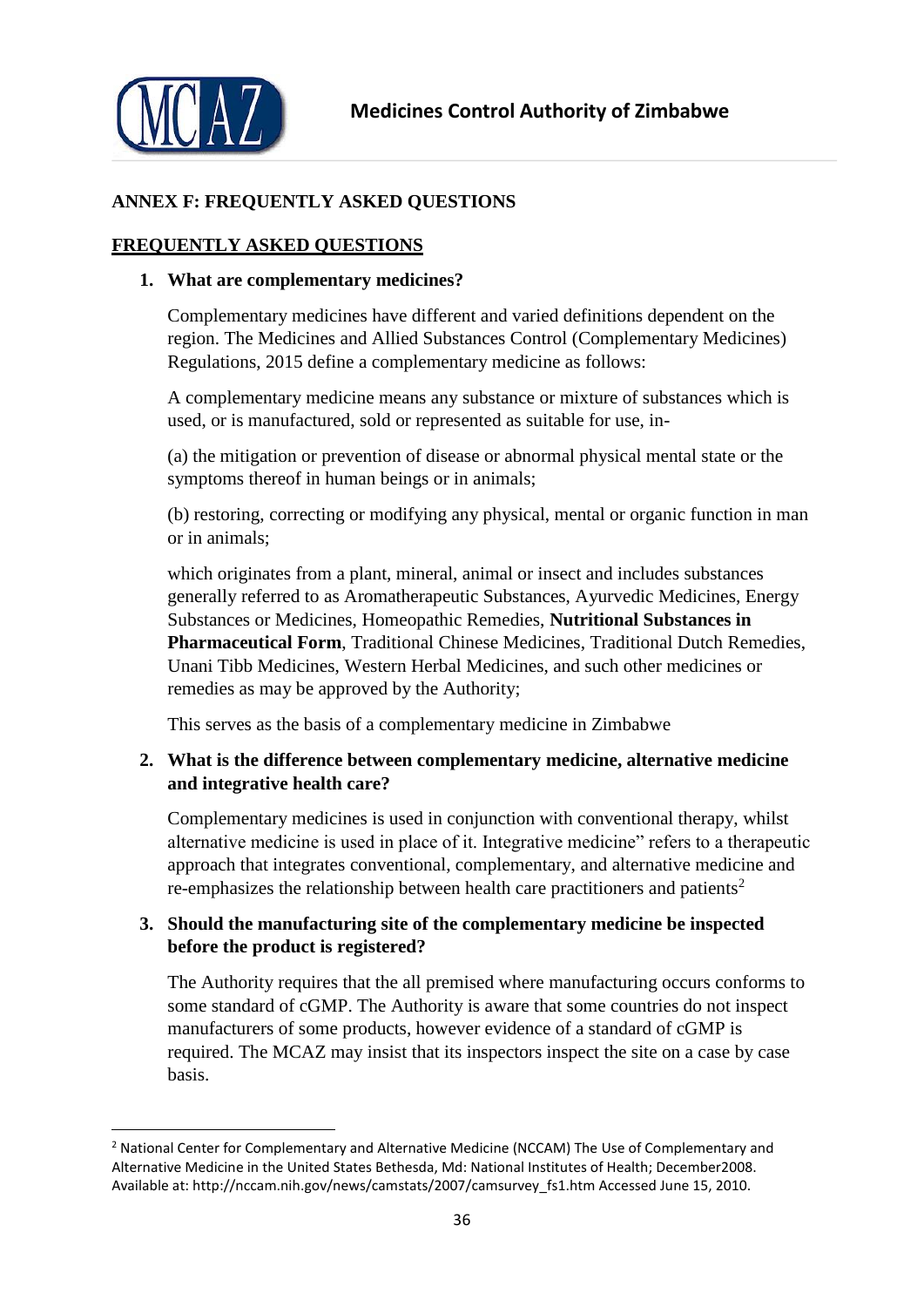## ANNEX F: FREQUENTLY ASKED QUESTIONS

### FREQUENTLY ASKED QUESTIONS

1. **What are complementary medicines?**

   Complementary medicines have different and varied definitions dependent on the region. The Medicines and Allied Substances Control (Complementary Medicines) Regulations, 2015 define a complementary medicine as follows:

   A complementary medicine means any substance or mixture of substances which is used, or is manufactured, sold or represented as suitable for use, in-

   (a) the mitigation or prevention of disease or abnormal physical mental state or the symptoms thereof in human beings or in animals;

   (b) restoring, correcting or modifying any physical, mental or organic function in man or in animals;

   which originates from a plant, mineral, animal or insect and includes substances generally referred to as Aromatherapeutic Substances, Ayurvedic Medicines, Energy Substances or Medicines, Homeopathic Remedies, **Nutritional Substances in Pharmaceutical Form**, Traditional Chinese Medicines, Traditional Dutch Remedies, Unani Tibb Medicines, Western Herbal Medicines, and such other medicines or remedies as may be approved by the Authority;

   This serves as the basis of a complementary medicine in Zimbabwe

2. **What is the difference between complementary medicine, alternative medicine and integrative health care?**

   Complementary medicines is used in conjunction with conventional therapy, whilst alternative medicine is used in place of it. Integrative medicine" refers to a therapeutic approach that integrates conventional, complementary, and alternative medicine and re-emphasizes the relationship between health care practitioners and patients[2]

3. **Should the manufacturing site of the complementary medicine be inspected before the product is registered?**

   The Authority requires that the all premised where manufacturing occurs conforms to some standard of cGMP. The Authority is aware that some countries do not inspect manufacturers of some products, however evidence of a standard of cGMP is required. The MCAZ may insist that its inspectors inspect the site on a case by case basis.

---

[2] National Center for Complementary and Alternative Medicine (NCCAM) The Use of Complementary and Alternative Medicine in the United States Bethesda, Md: National Institutes of Health; December2008. Available at: http://nccam.nih.gov/news/camstats/2007/camsurvey_fs1.htm Accessed June 15, 2010.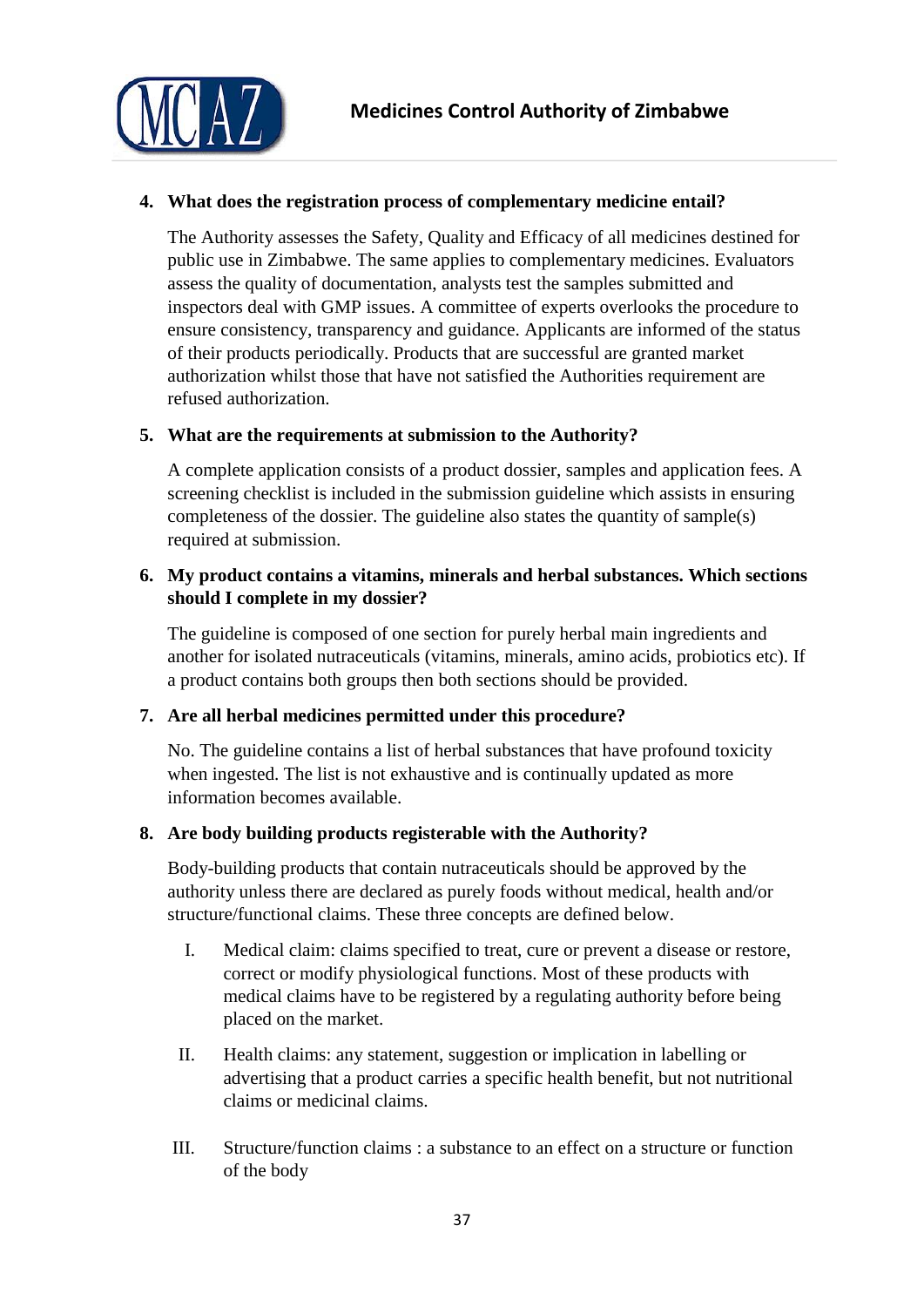4. **What does the registration process of complementary medicine entail?**

   The Authority assesses the Safety, Quality and Efficacy of all medicines destined for public use in Zimbabwe. The same applies to complementary medicines. Evaluators assess the quality of documentation, analysts test the samples submitted and inspectors deal with GMP issues. A committee of experts overlooks the procedure to ensure consistency, transparency and guidance. Applicants are informed of the status of their products periodically. Products that are successful are granted market authorization whilst those that have not satisfied the Authorities requirement are refused authorization.

5. **What are the requirements at submission to the Authority?**

   A complete application consists of a product dossier, samples and application fees. A screening checklist is included in the submission guideline which assists in ensuring completeness of the dossier. The guideline also states the quantity of sample(s) required at submission.

6. **My product contains a vitamins, minerals and herbal substances. Which sections should I complete in my dossier?**

   The guideline is composed of one section for purely herbal main ingredients and another for isolated nutraceuticals (vitamins, minerals, amino acids, probiotics etc). If a product contains both groups then both sections should be provided.

7. **Are all herbal medicines permitted under this procedure?**

   No. The guideline contains a list of herbal substances that have profound toxicity when ingested. The list is not exhaustive and is continually updated as more information becomes available.

8. **Are body building products registerable with the Authority?**

   Body-building products that contain nutraceuticals should be approved by the authority unless there are declared as purely foods without medical, health and/or structure/functional claims. These three concepts are defined below.

   I. Medical claim: claims specified to treat, cure or prevent a disease or restore, correct or modify physiological functions. Most of these products with medical claims have to be registered by a regulating authority before being placed on the market.

   II. Health claims: any statement, suggestion or implication in labelling or advertising that a product carries a specific health benefit, but not nutritional claims or medicinal claims.

   III. Structure/function claims : a substance to an effect on a structure or function of the body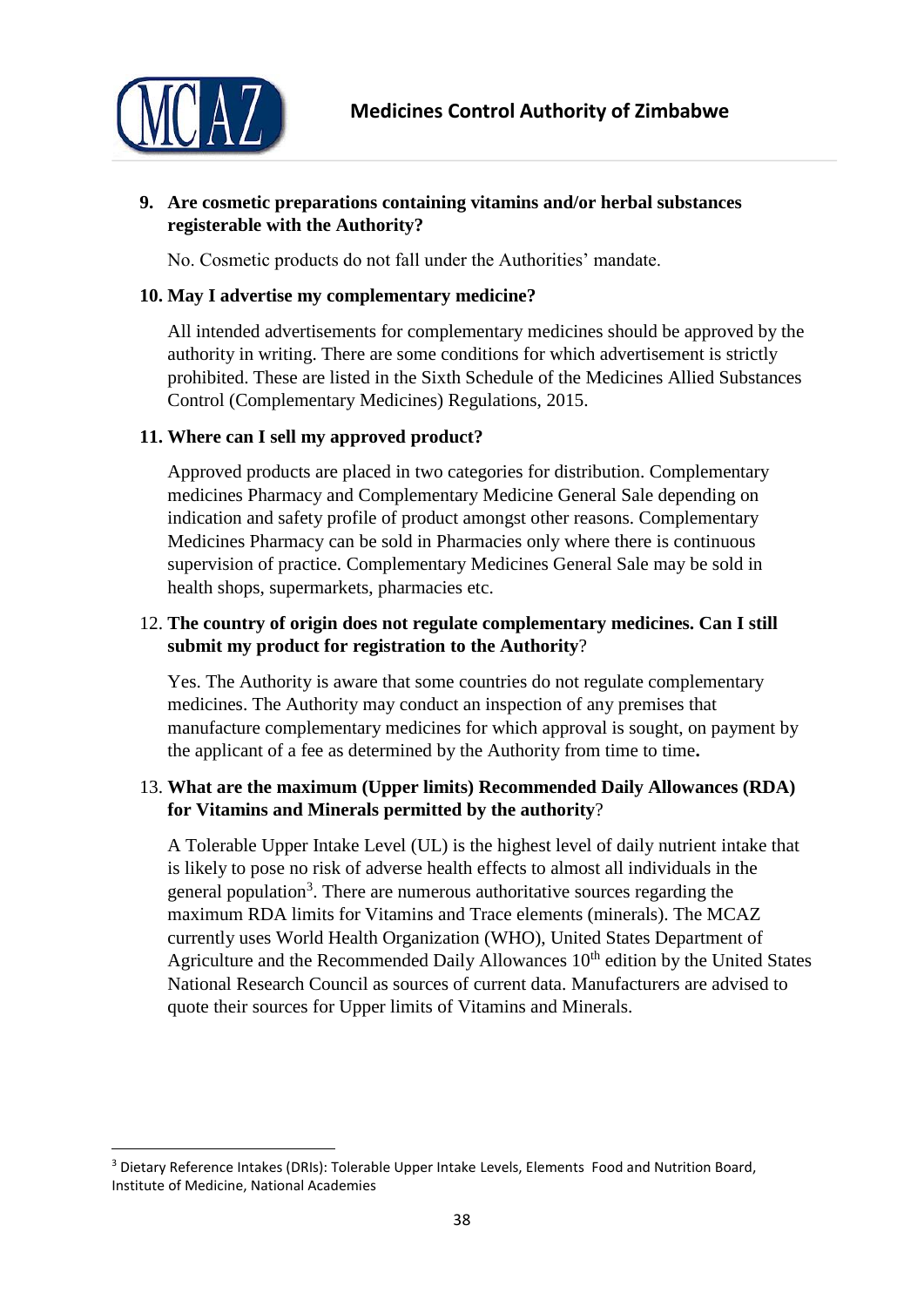**9. Are cosmetic preparations containing vitamins and/or herbal substances registerable with the Authority?**

No. Cosmetic products do not fall under the Authorities' mandate.

**10. May I advertise my complementary medicine?**

All intended advertisements for complementary medicines should be approved by the authority in writing. There are some conditions for which advertisement is strictly prohibited. These are listed in the Sixth Schedule of the Medicines Allied Substances Control (Complementary Medicines) Regulations, 2015.

**11. Where can I sell my approved product?**

Approved products are placed in two categories for distribution. Complementary medicines Pharmacy and Complementary Medicine General Sale depending on indication and safety profile of product amongst other reasons. Complementary Medicines Pharmacy can be sold in Pharmacies only where there is continuous supervision of practice. Complementary Medicines General Sale may be sold in health shops, supermarkets, pharmacies etc.

12. **The country of origin does not regulate complementary medicines. Can I still submit my product for registration to the Authority**?

Yes. The Authority is aware that some countries do not regulate complementary medicines. The Authority may conduct an inspection of any premises that manufacture complementary medicines for which approval is sought, on payment by the applicant of a fee as determined by the Authority from time to time**.**

13. **What are the maximum (Upper limits) Recommended Daily Allowances (RDA) for Vitamins and Minerals permitted by the authority**?

A Tolerable Upper Intake Level (UL) is the highest level of daily nutrient intake that is likely to pose no risk of adverse health effects to almost all individuals in the general population[3]. There are numerous authoritative sources regarding the maximum RDA limits for Vitamins and Trace elements (minerals). The MCAZ currently uses World Health Organization (WHO), United States Department of Agriculture and the Recommended Daily Allowances 10th edition by the United States National Research Council as sources of current data. Manufacturers are advised to quote their sources for Upper limits of Vitamins and Minerals.

[3] Dietary Reference Intakes (DRIs): Tolerable Upper Intake Levels, Elements Food and Nutrition Board, Institute of Medicine, National Academies